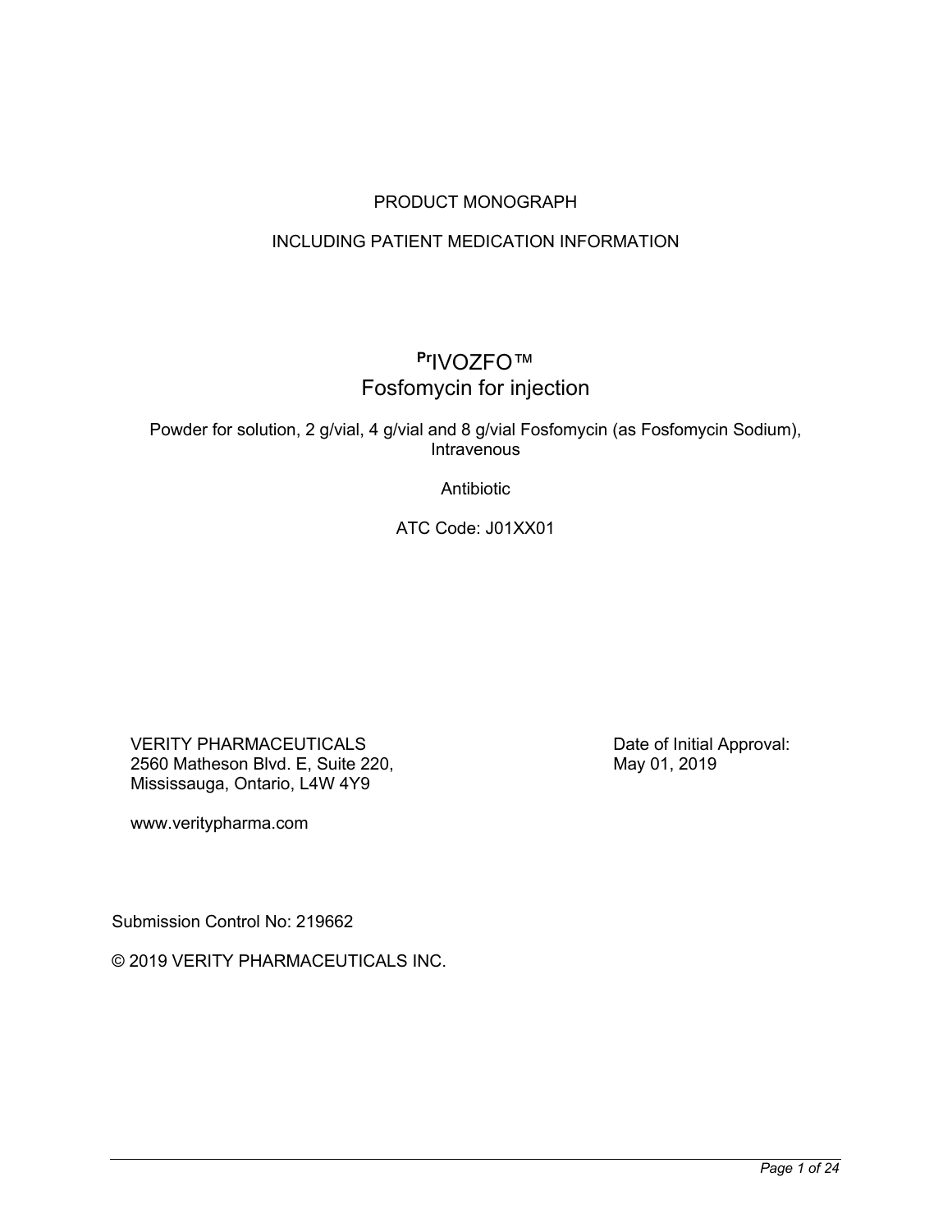PRODUCT MONOGRAPH

INCLUDING PATIENT MEDICATION INFORMATION

# PrIVOZFO™
## Fosfomycin for injection

Powder for solution, 2 g/vial, 4 g/vial and 8 g/vial Fosfomycin (as Fosfomycin Sodium), Intravenous

Antibiotic

ATC Code: J01XX01

VERITY PHARMACEUTICALS
2560 Matheson Blvd. E, Suite 220,
Mississauga, Ontario, L4W 4Y9

www.veritypharma.com

Date of Initial Approval:
May 01, 2019

Submission Control No: 219662

© 2019 VERITY PHARMACEUTICALS INC.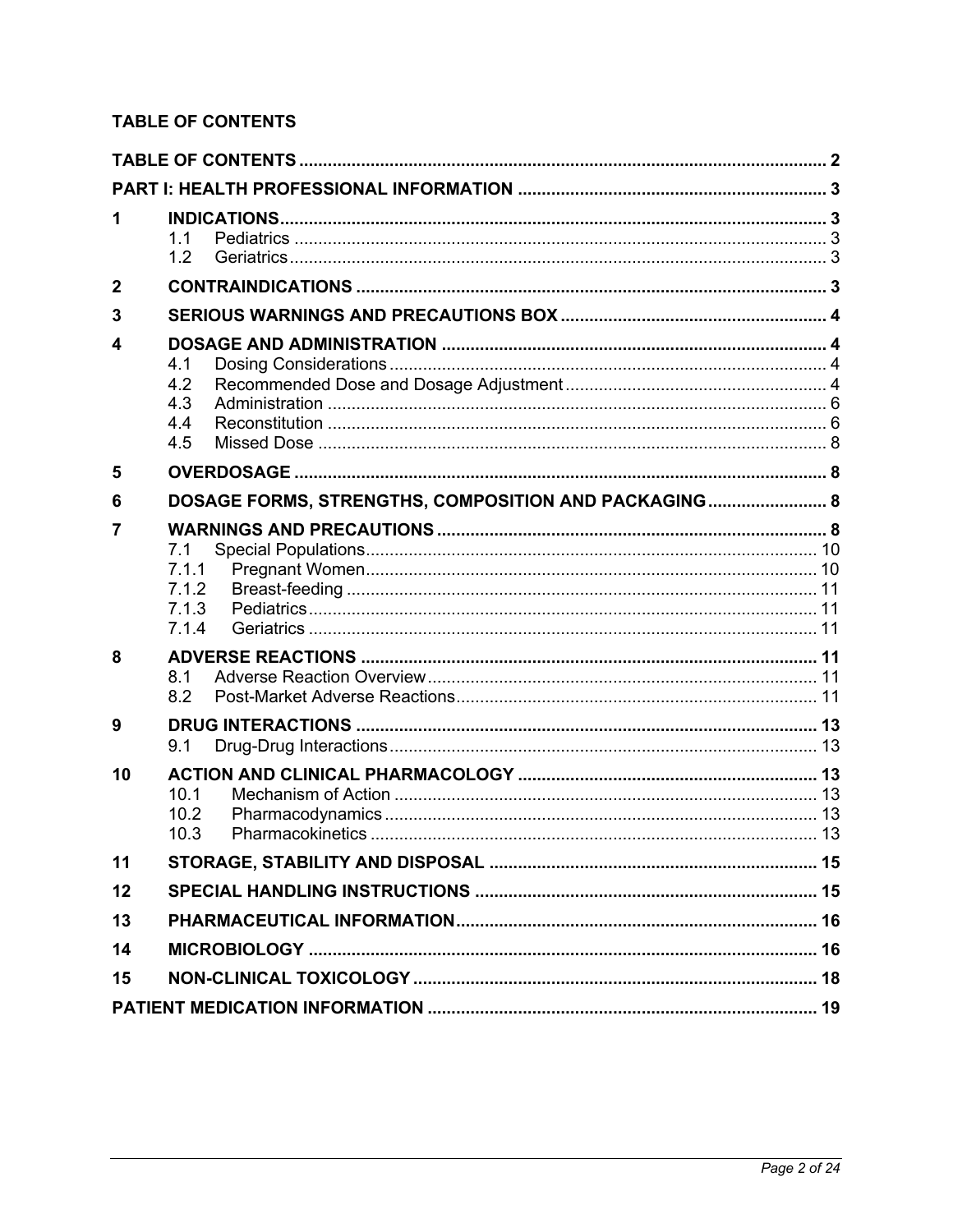## TABLE OF CONTENTS

| | | |
|---|---|---|
| **TABLE OF CONTENTS** | | **2** |
| **PART I: HEALTH PROFESSIONAL INFORMATION** | | **3** |
| **1** | **INDICATIONS** | **3** |
| | 1.1 Pediatrics | 3 |
| | 1.2 Geriatrics | 3 |
| **2** | **CONTRAINDICATIONS** | **3** |
| **3** | **SERIOUS WARNINGS AND PRECAUTIONS BOX** | **4** |
| **4** | **DOSAGE AND ADMINISTRATION** | **4** |
| | 4.1 Dosing Considerations | 4 |
| | 4.2 Recommended Dose and Dosage Adjustment | 4 |
| | 4.3 Administration | 6 |
| | 4.4 Reconstitution | 6 |
| | 4.5 Missed Dose | 8 |
| **5** | **OVERDOSAGE** | **8** |
| **6** | **DOSAGE FORMS, STRENGTHS, COMPOSITION AND PACKAGING** | **8** |
| **7** | **WARNINGS AND PRECAUTIONS** | **8** |
| | 7.1 Special Populations | 10 |
| | 7.1.1 Pregnant Women | 10 |
| | 7.1.2 Breast-feeding | 11 |
| | 7.1.3 Pediatrics | 11 |
| | 7.1.4 Geriatrics | 11 |
| **8** | **ADVERSE REACTIONS** | **11** |
| | 8.1 Adverse Reaction Overview | 11 |
| | 8.2 Post-Market Adverse Reactions | 11 |
| **9** | **DRUG INTERACTIONS** | **13** |
| | 9.1 Drug-Drug Interactions | 13 |
| **10** | **ACTION AND CLINICAL PHARMACOLOGY** | **13** |
| | 10.1 Mechanism of Action | 13 |
| | 10.2 Pharmacodynamics | 13 |
| | 10.3 Pharmacokinetics | 13 |
| **11** | **STORAGE, STABILITY AND DISPOSAL** | **15** |
| **12** | **SPECIAL HANDLING INSTRUCTIONS** | **15** |
| **13** | **PHARMACEUTICAL INFORMATION** | **16** |
| **14** | **MICROBIOLOGY** | **16** |
| **15** | **NON-CLINICAL TOXICOLOGY** | **18** |
| **PATIENT MEDICATION INFORMATION** | | **19** |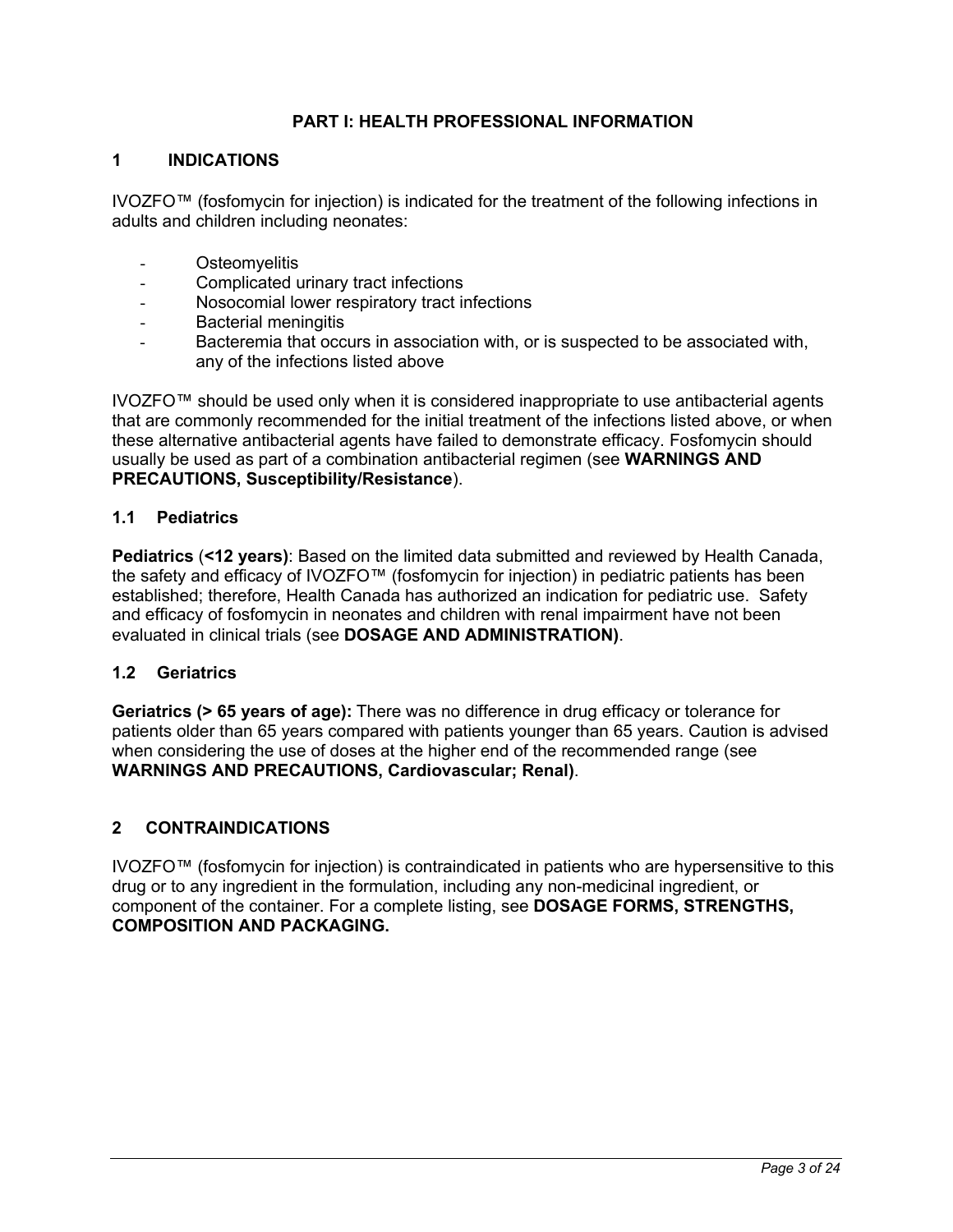# PART I: HEALTH PROFESSIONAL INFORMATION

## 1 INDICATIONS

IVOZFO™ (fosfomycin for injection) is indicated for the treatment of the following infections in adults and children including neonates:

- Osteomyelitis
- Complicated urinary tract infections
- Nosocomial lower respiratory tract infections
- Bacterial meningitis
- Bacteremia that occurs in association with, or is suspected to be associated with, any of the infections listed above

IVOZFO™ should be used only when it is considered inappropriate to use antibacterial agents that are commonly recommended for the initial treatment of the infections listed above, or when these alternative antibacterial agents have failed to demonstrate efficacy. Fosfomycin should usually be used as part of a combination antibacterial regimen (see **WARNINGS AND PRECAUTIONS, Susceptibility/Resistance**).

### 1.1 Pediatrics

**Pediatrics** (**<12 years)**: Based on the limited data submitted and reviewed by Health Canada, the safety and efficacy of IVOZFO™ (fosfomycin for injection) in pediatric patients has been established; therefore, Health Canada has authorized an indication for pediatric use. Safety and efficacy of fosfomycin in neonates and children with renal impairment have not been evaluated in clinical trials (see **DOSAGE AND ADMINISTRATION)**.

### 1.2 Geriatrics

**Geriatrics (> 65 years of age):** There was no difference in drug efficacy or tolerance for patients older than 65 years compared with patients younger than 65 years. Caution is advised when considering the use of doses at the higher end of the recommended range (see **WARNINGS AND PRECAUTIONS, Cardiovascular; Renal)**.

## 2 CONTRAINDICATIONS

IVOZFO™ (fosfomycin for injection) is contraindicated in patients who are hypersensitive to this drug or to any ingredient in the formulation, including any non-medicinal ingredient, or component of the container. For a complete listing, see **DOSAGE FORMS, STRENGTHS, COMPOSITION AND PACKAGING.**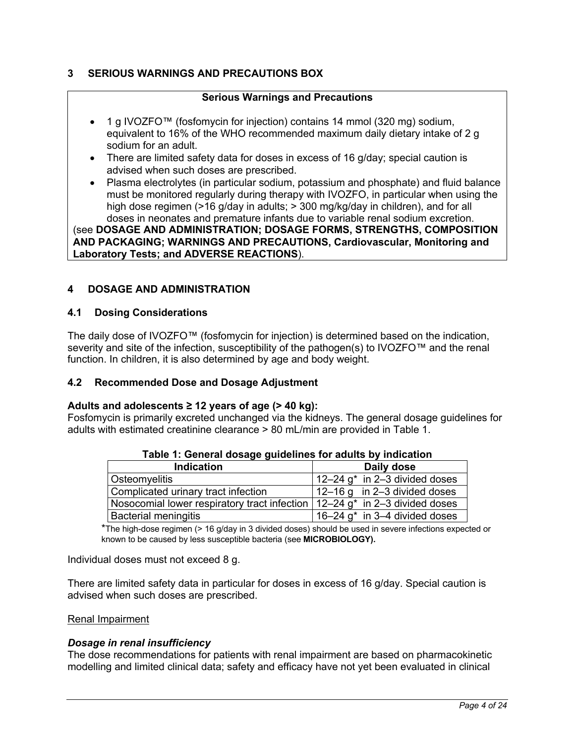## 3 SERIOUS WARNINGS AND PRECAUTIONS BOX

**Serious Warnings and Precautions**

- 1 g IVOZFO™ (fosfomycin for injection) contains 14 mmol (320 mg) sodium, equivalent to 16% of the WHO recommended maximum daily dietary intake of 2 g sodium for an adult.
- There are limited safety data for doses in excess of 16 g/day; special caution is advised when such doses are prescribed.
- Plasma electrolytes (in particular sodium, potassium and phosphate) and fluid balance must be monitored regularly during therapy with IVOZFO, in particular when using the high dose regimen (>16 g/day in adults; > 300 mg/kg/day in children), and for all doses in neonates and premature infants due to variable renal sodium excretion.

(see **DOSAGE AND ADMINISTRATION; DOSAGE FORMS, STRENGTHS, COMPOSITION AND PACKAGING; WARNINGS AND PRECAUTIONS, Cardiovascular, Monitoring and Laboratory Tests; and ADVERSE REACTIONS**).

## 4 DOSAGE AND ADMINISTRATION

### 4.1 Dosing Considerations

The daily dose of IVOZFO™ (fosfomycin for injection) is determined based on the indication, severity and site of the infection, susceptibility of the pathogen(s) to IVOZFO™ and the renal function. In children, it is also determined by age and body weight.

### 4.2 Recommended Dose and Dosage Adjustment

**Adults and adolescents ≥ 12 years of age (> 40 kg):**
Fosfomycin is primarily excreted unchanged via the kidneys. The general dosage guidelines for adults with estimated creatinine clearance > 80 mL/min are provided in Table 1.

**Table 1: General dosage guidelines for adults by indication**

| Indication | Daily dose |
|---|---|
| Osteomyelitis | 12–24 g* in 2–3 divided doses |
| Complicated urinary tract infection | 12–16 g in 2–3 divided doses |
| Nosocomial lower respiratory tract infection | 12–24 g* in 2–3 divided doses |
| Bacterial meningitis | 16–24 g* in 3–4 divided doses |

*The high-dose regimen (> 16 g/day in 3 divided doses) should be used in severe infections expected or known to be caused by less susceptible bacteria (see **MICROBIOLOGY).**

Individual doses must not exceed 8 g.

There are limited safety data in particular for doses in excess of 16 g/day. Special caution is advised when such doses are prescribed.

Renal Impairment

***Dosage in renal insufficiency***

The dose recommendations for patients with renal impairment are based on pharmacokinetic modelling and limited clinical data; safety and efficacy have not yet been evaluated in clinical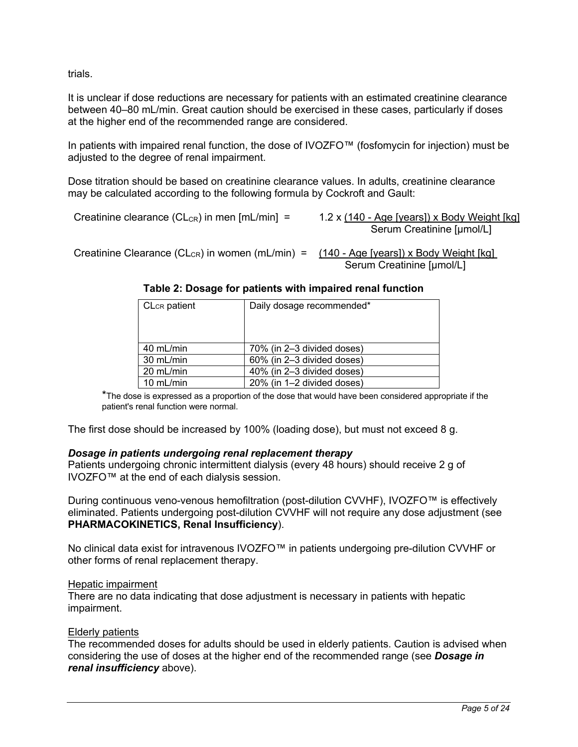trials.

It is unclear if dose reductions are necessary for patients with an estimated creatinine clearance between 40–80 mL/min. Great caution should be exercised in these cases, particularly if doses at the higher end of the recommended range are considered.

In patients with impaired renal function, the dose of IVOZFO™ (fosfomycin for injection) must be adjusted to the degree of renal impairment.

Dose titration should be based on creatinine clearance values. In adults, creatinine clearance may be calculated according to the following formula by Cockroft and Gault:

$$\text{Creatinine clearance } (CL_{CR}) \text{ in men [mL/min]} = 1.2 \times \frac{(140 - \text{Age [years]}) \times \text{Body Weight [kg]}}{\text{Serum Creatinine [µmol/L]}}$$

$$\text{Creatinine Clearance } (CL_{CR}) \text{ in women (mL/min)} = \frac{(140 - \text{Age [years]}) \times \text{Body Weight [kg]}}{\text{Serum Creatinine [µmol/L]}}$$

**Table 2: Dosage for patients with impaired renal function**

| $CL_{CR}$ patient | Daily dosage recommended* |
|---|---|
| 40 mL/min | 70% (in 2–3 divided doses) |
| 30 mL/min | 60% (in 2–3 divided doses) |
| 20 mL/min | 40% (in 2–3 divided doses) |
| 10 mL/min | 20% (in 1–2 divided doses) |

*The dose is expressed as a proportion of the dose that would have been considered appropriate if the patient's renal function were normal.

The first dose should be increased by 100% (loading dose), but must not exceed 8 g.

***Dosage in patients undergoing renal replacement therapy***

Patients undergoing chronic intermittent dialysis (every 48 hours) should receive 2 g of IVOZFO™ at the end of each dialysis session.

During continuous veno-venous hemofiltration (post-dilution CVVHF), IVOZFO™ is effectively eliminated. Patients undergoing post-dilution CVVHF will not require any dose adjustment (see **PHARMACOKINETICS, Renal Insufficiency**).

No clinical data exist for intravenous IVOZFO™ in patients undergoing pre-dilution CVVHF or other forms of renal replacement therapy.

Hepatic impairment

There are no data indicating that dose adjustment is necessary in patients with hepatic impairment.

Elderly patients

The recommended doses for adults should be used in elderly patients. Caution is advised when considering the use of doses at the higher end of the recommended range (see ***Dosage in renal insufficiency*** above).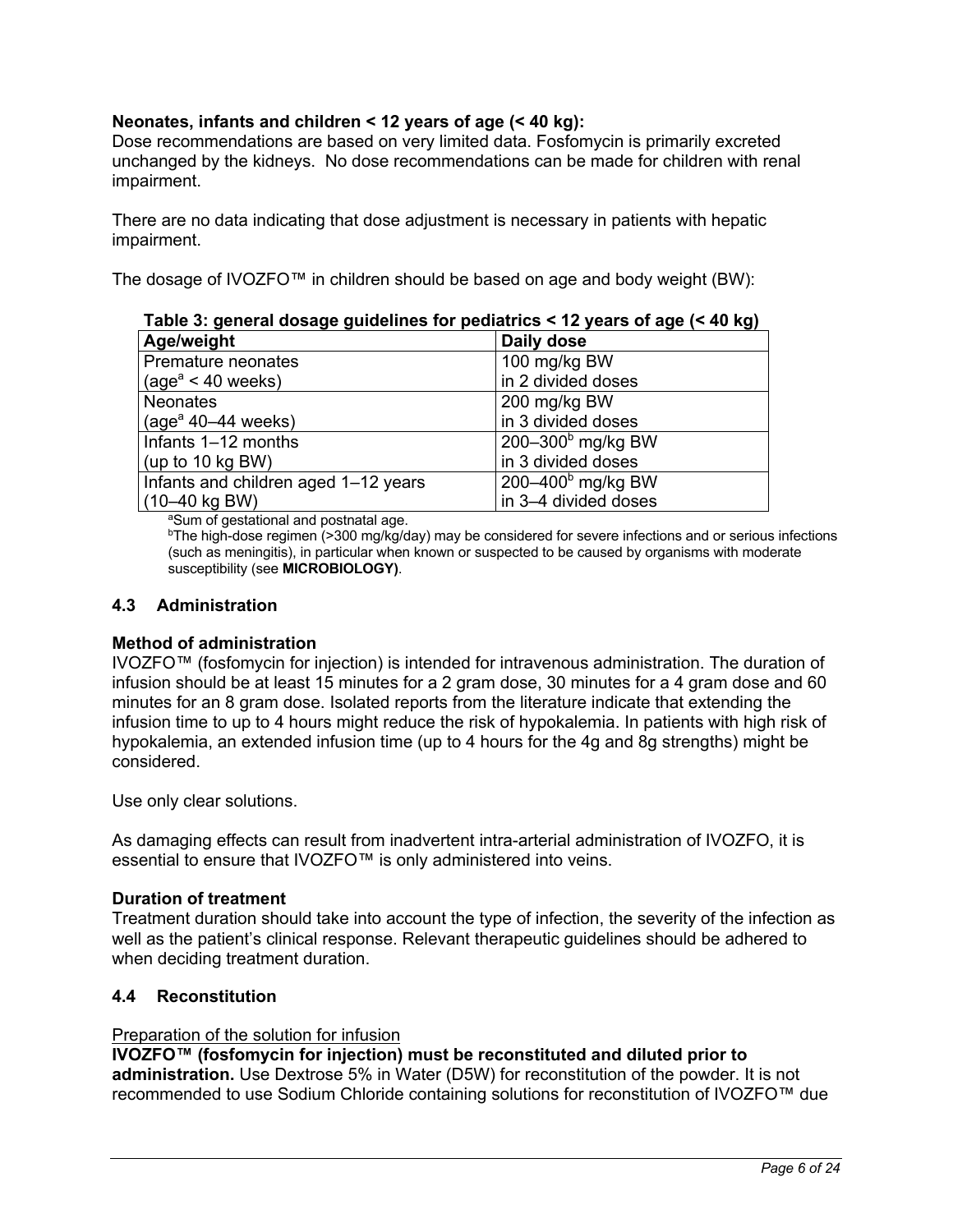**Neonates, infants and children < 12 years of age (< 40 kg):**
Dose recommendations are based on very limited data. Fosfomycin is primarily excreted unchanged by the kidneys. No dose recommendations can be made for children with renal impairment.

There are no data indicating that dose adjustment is necessary in patients with hepatic impairment.

The dosage of IVOZFO™ in children should be based on age and body weight (BW):

**Table 3: general dosage guidelines for pediatrics < 12 years of age (< 40 kg)**

| Age/weight | Daily dose |
|---|---|
| Premature neonates (age[a] < 40 weeks) | 100 mg/kg BW in 2 divided doses |
| Neonates (age[a] 40–44 weeks) | 200 mg/kg BW in 3 divided doses |
| Infants 1–12 months (up to 10 kg BW) | 200–300[b] mg/kg BW in 3 divided doses |
| Infants and children aged 1–12 years (10–40 kg BW) | 200–400[b] mg/kg BW in 3–4 divided doses |

[a]Sum of gestational and postnatal age.
[b]The high-dose regimen (>300 mg/kg/day) may be considered for severe infections and or serious infections (such as meningitis), in particular when known or suspected to be caused by organisms with moderate susceptibility (see **MICROBIOLOGY**).

## 4.3 Administration

**Method of administration**
IVOZFO™ (fosfomycin for injection) is intended for intravenous administration. The duration of infusion should be at least 15 minutes for a 2 gram dose, 30 minutes for a 4 gram dose and 60 minutes for an 8 gram dose. Isolated reports from the literature indicate that extending the infusion time to up to 4 hours might reduce the risk of hypokalemia. In patients with high risk of hypokalemia, an extended infusion time (up to 4 hours for the 4g and 8g strengths) might be considered.

Use only clear solutions.

As damaging effects can result from inadvertent intra-arterial administration of IVOZFO, it is essential to ensure that IVOZFO™ is only administered into veins.

**Duration of treatment**
Treatment duration should take into account the type of infection, the severity of the infection as well as the patient's clinical response. Relevant therapeutic guidelines should be adhered to when deciding treatment duration.

## 4.4 Reconstitution

Preparation of the solution for infusion
**IVOZFO™ (fosfomycin for injection) must be reconstituted and diluted prior to administration.** Use Dextrose 5% in Water (D5W) for reconstitution of the powder. It is not recommended to use Sodium Chloride containing solutions for reconstitution of IVOZFO™ due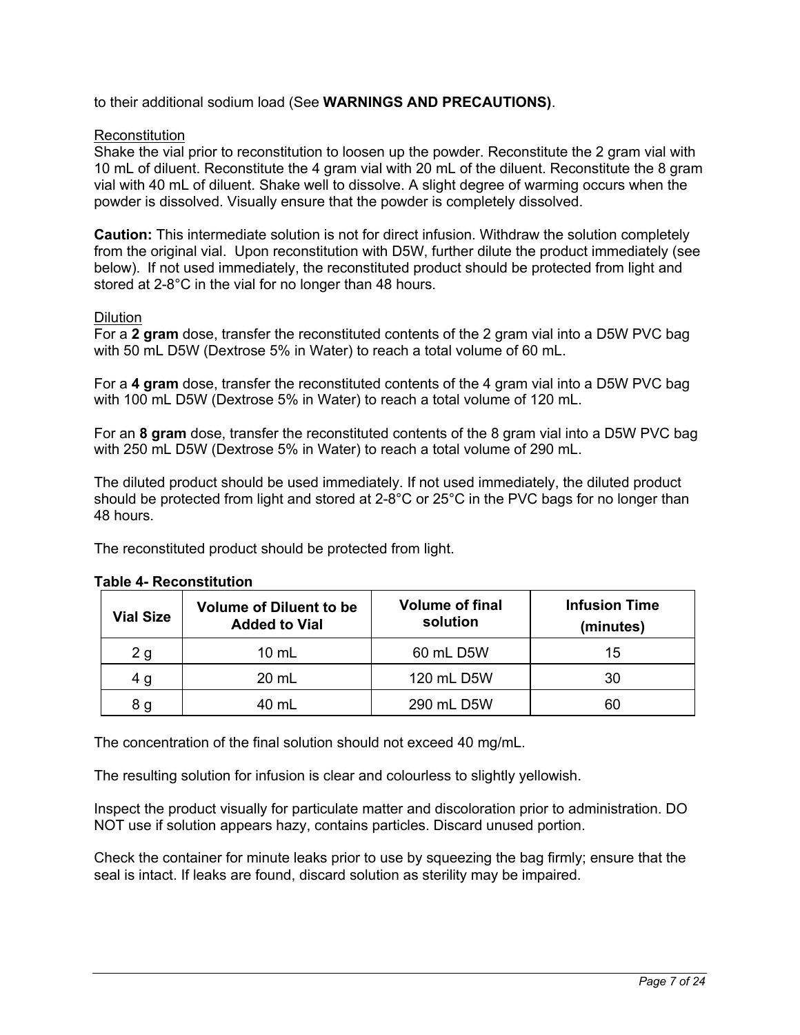to their additional sodium load (See **WARNINGS AND PRECAUTIONS)**.

Reconstitution

Shake the vial prior to reconstitution to loosen up the powder. Reconstitute the 2 gram vial with 10 mL of diluent. Reconstitute the 4 gram vial with 20 mL of the diluent. Reconstitute the 8 gram vial with 40 mL of diluent. Shake well to dissolve. A slight degree of warming occurs when the powder is dissolved. Visually ensure that the powder is completely dissolved.

**Caution:** This intermediate solution is not for direct infusion. Withdraw the solution completely from the original vial. Upon reconstitution with D5W, further dilute the product immediately (see below). If not used immediately, the reconstituted product should be protected from light and stored at 2-8°C in the vial for no longer than 48 hours.

Dilution

For a **2 gram** dose, transfer the reconstituted contents of the 2 gram vial into a D5W PVC bag with 50 mL D5W (Dextrose 5% in Water) to reach a total volume of 60 mL.

For a **4 gram** dose, transfer the reconstituted contents of the 4 gram vial into a D5W PVC bag with 100 mL D5W (Dextrose 5% in Water) to reach a total volume of 120 mL.

For an **8 gram** dose, transfer the reconstituted contents of the 8 gram vial into a D5W PVC bag with 250 mL D5W (Dextrose 5% in Water) to reach a total volume of 290 mL.

The diluted product should be used immediately. If not used immediately, the diluted product should be protected from light and stored at 2-8°C or 25°C in the PVC bags for no longer than 48 hours.

The reconstituted product should be protected from light.

**Table 4- Reconstitution**

| Vial Size | Volume of Diluent to be Added to Vial | Volume of final solution | Infusion Time (minutes) |
|---|---|---|---|
| 2 g | 10 mL | 60 mL D5W | 15 |
| 4 g | 20 mL | 120 mL D5W | 30 |
| 8 g | 40 mL | 290 mL D5W | 60 |

The concentration of the final solution should not exceed 40 mg/mL.

The resulting solution for infusion is clear and colourless to slightly yellowish.

Inspect the product visually for particulate matter and discoloration prior to administration. DO NOT use if solution appears hazy, contains particles. Discard unused portion.

Check the container for minute leaks prior to use by squeezing the bag firmly; ensure that the seal is intact. If leaks are found, discard solution as sterility may be impaired.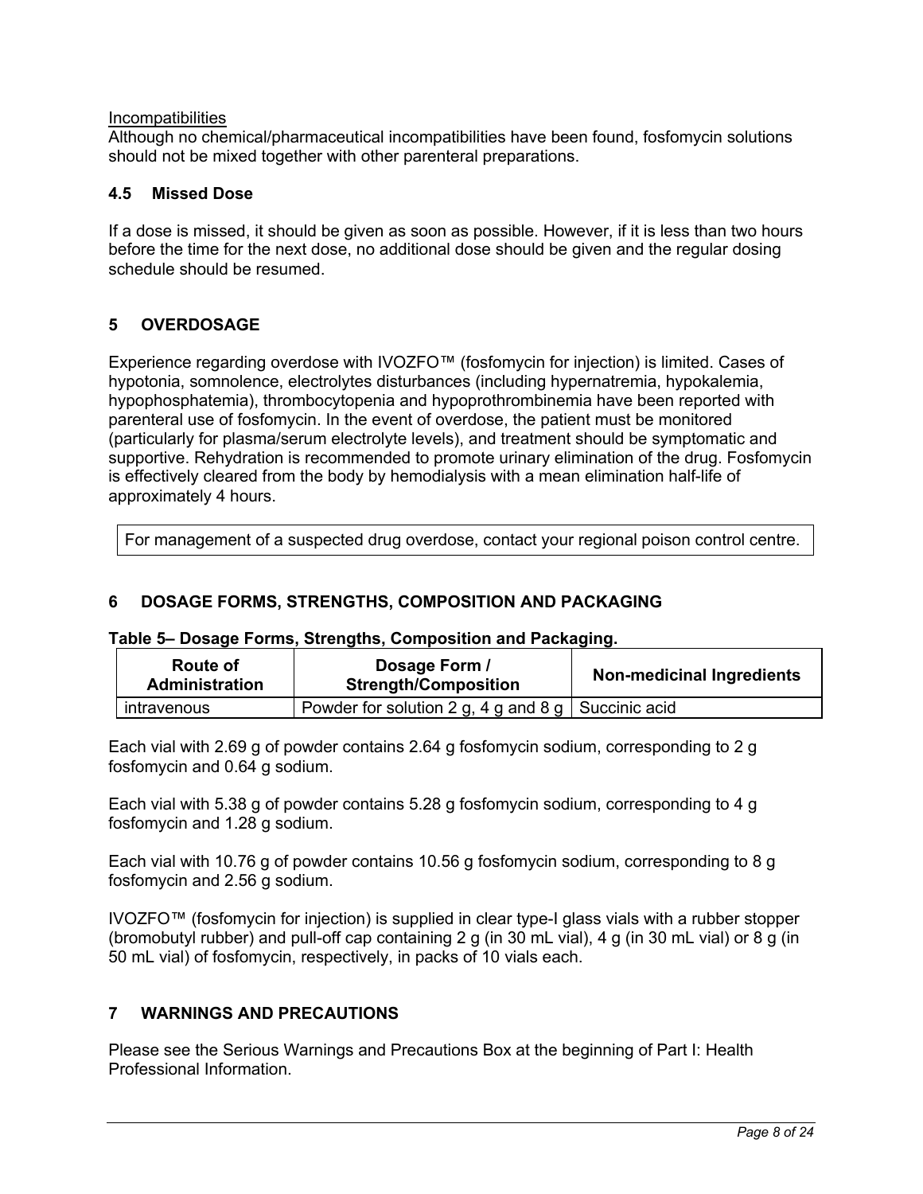Incompatibilities

Although no chemical/pharmaceutical incompatibilities have been found, fosfomycin solutions should not be mixed together with other parenteral preparations.

### 4.5 Missed Dose

If a dose is missed, it should be given as soon as possible. However, if it is less than two hours before the time for the next dose, no additional dose should be given and the regular dosing schedule should be resumed.

## 5 OVERDOSAGE

Experience regarding overdose with IVOZFO™ (fosfomycin for injection) is limited. Cases of hypotonia, somnolence, electrolytes disturbances (including hypernatremia, hypokalemia, hypophosphatemia), thrombocytopenia and hypoprothrombinemia have been reported with parenteral use of fosfomycin. In the event of overdose, the patient must be monitored (particularly for plasma/serum electrolyte levels), and treatment should be symptomatic and supportive. Rehydration is recommended to promote urinary elimination of the drug. Fosfomycin is effectively cleared from the body by hemodialysis with a mean elimination half-life of approximately 4 hours.

| For management of a suspected drug overdose, contact your regional poison control centre. |
| --- |

## 6 DOSAGE FORMS, STRENGTHS, COMPOSITION AND PACKAGING

**Table 5– Dosage Forms, Strengths, Composition and Packaging.**

| Route of Administration | Dosage Form / Strength/Composition | Non-medicinal Ingredients |
| --- | --- | --- |
| intravenous | Powder for solution 2 g, 4 g and 8 g | Succinic acid |

Each vial with 2.69 g of powder contains 2.64 g fosfomycin sodium, corresponding to 2 g fosfomycin and 0.64 g sodium.

Each vial with 5.38 g of powder contains 5.28 g fosfomycin sodium, corresponding to 4 g fosfomycin and 1.28 g sodium.

Each vial with 10.76 g of powder contains 10.56 g fosfomycin sodium, corresponding to 8 g fosfomycin and 2.56 g sodium.

IVOZFO™ (fosfomycin for injection) is supplied in clear type-I glass vials with a rubber stopper (bromobutyl rubber) and pull-off cap containing 2 g (in 30 mL vial), 4 g (in 30 mL vial) or 8 g (in 50 mL vial) of fosfomycin, respectively, in packs of 10 vials each.

## 7 WARNINGS AND PRECAUTIONS

Please see the Serious Warnings and Precautions Box at the beginning of Part I: Health Professional Information.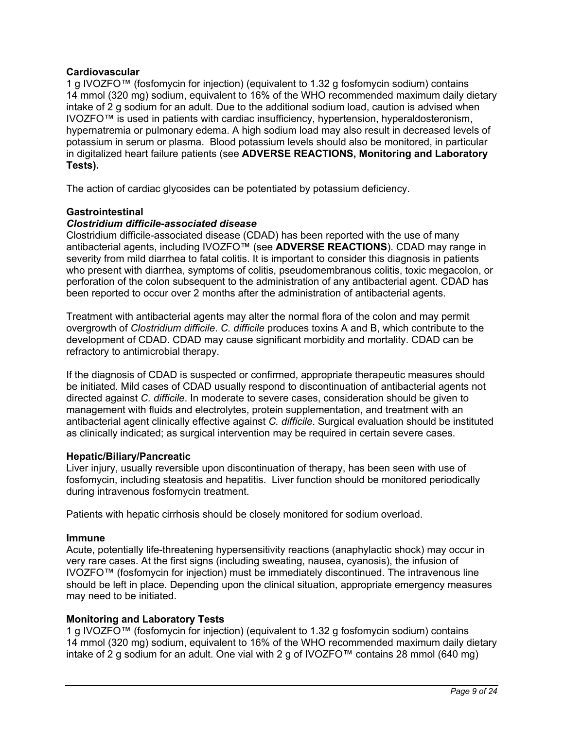**Cardiovascular**

1 g IVOZFO™ (fosfomycin for injection) (equivalent to 1.32 g fosfomycin sodium) contains 14 mmol (320 mg) sodium, equivalent to 16% of the WHO recommended maximum daily dietary intake of 2 g sodium for an adult. Due to the additional sodium load, caution is advised when IVOZFO™ is used in patients with cardiac insufficiency, hypertension, hyperaldosteronism, hypernatremia or pulmonary edema. A high sodium load may also result in decreased levels of potassium in serum or plasma. Blood potassium levels should also be monitored, in particular in digitalized heart failure patients (see **ADVERSE REACTIONS, Monitoring and Laboratory Tests).**

The action of cardiac glycosides can be potentiated by potassium deficiency.

**Gastrointestinal**

***Clostridium difficile-associated disease***

Clostridium difficile-associated disease (CDAD) has been reported with the use of many antibacterial agents, including IVOZFO™ (see **ADVERSE REACTIONS**). CDAD may range in severity from mild diarrhea to fatal colitis. It is important to consider this diagnosis in patients who present with diarrhea, symptoms of colitis, pseudomembranous colitis, toxic megacolon, or perforation of the colon subsequent to the administration of any antibacterial agent. CDAD has been reported to occur over 2 months after the administration of antibacterial agents.

Treatment with antibacterial agents may alter the normal flora of the colon and may permit overgrowth of *Clostridium difficile*. *C. difficile* produces toxins A and B, which contribute to the development of CDAD. CDAD may cause significant morbidity and mortality. CDAD can be refractory to antimicrobial therapy.

If the diagnosis of CDAD is suspected or confirmed, appropriate therapeutic measures should be initiated. Mild cases of CDAD usually respond to discontinuation of antibacterial agents not directed against *C. difficile*. In moderate to severe cases, consideration should be given to management with fluids and electrolytes, protein supplementation, and treatment with an antibacterial agent clinically effective against *C. difficile*. Surgical evaluation should be instituted as clinically indicated; as surgical intervention may be required in certain severe cases.

**Hepatic/Biliary/Pancreatic**

Liver injury, usually reversible upon discontinuation of therapy, has been seen with use of fosfomycin, including steatosis and hepatitis. Liver function should be monitored periodically during intravenous fosfomycin treatment.

Patients with hepatic cirrhosis should be closely monitored for sodium overload.

**Immune**

Acute, potentially life-threatening hypersensitivity reactions (anaphylactic shock) may occur in very rare cases. At the first signs (including sweating, nausea, cyanosis), the infusion of IVOZFO™ (fosfomycin for injection) must be immediately discontinued. The intravenous line should be left in place. Depending upon the clinical situation, appropriate emergency measures may need to be initiated.

**Monitoring and Laboratory Tests**

1 g IVOZFO™ (fosfomycin for injection) (equivalent to 1.32 g fosfomycin sodium) contains 14 mmol (320 mg) sodium, equivalent to 16% of the WHO recommended maximum daily dietary intake of 2 g sodium for an adult. One vial with 2 g of IVOZFO™ contains 28 mmol (640 mg)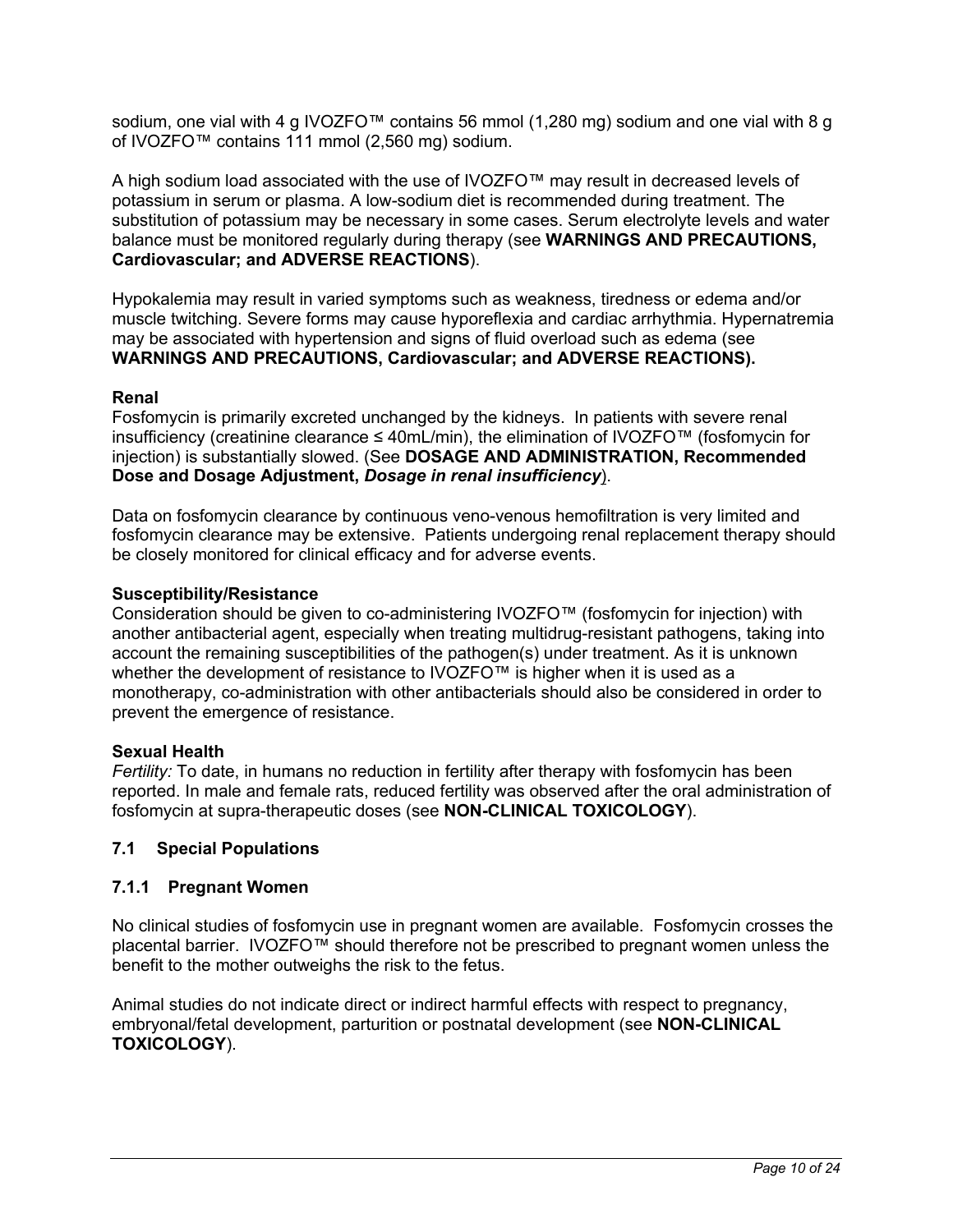sodium, one vial with 4 g IVOZFO™ contains 56 mmol (1,280 mg) sodium and one vial with 8 g of IVOZFO™ contains 111 mmol (2,560 mg) sodium.

A high sodium load associated with the use of IVOZFO™ may result in decreased levels of potassium in serum or plasma. A low-sodium diet is recommended during treatment. The substitution of potassium may be necessary in some cases. Serum electrolyte levels and water balance must be monitored regularly during therapy (see **WARNINGS AND PRECAUTIONS, Cardiovascular; and ADVERSE REACTIONS**).

Hypokalemia may result in varied symptoms such as weakness, tiredness or edema and/or muscle twitching. Severe forms may cause hyporeflexia and cardiac arrhythmia. Hypernatremia may be associated with hypertension and signs of fluid overload such as edema (see **WARNINGS AND PRECAUTIONS, Cardiovascular; and ADVERSE REACTIONS).**

**Renal**

Fosfomycin is primarily excreted unchanged by the kidneys. In patients with severe renal insufficiency (creatinine clearance ≤ 40mL/min), the elimination of IVOZFO™ (fosfomycin for injection) is substantially slowed. (See **DOSAGE AND ADMINISTRATION, Recommended Dose and Dosage Adjustment, *Dosage in renal insufficiency***).

Data on fosfomycin clearance by continuous veno-venous hemofiltration is very limited and fosfomycin clearance may be extensive. Patients undergoing renal replacement therapy should be closely monitored for clinical efficacy and for adverse events.

**Susceptibility/Resistance**

Consideration should be given to co-administering IVOZFO™ (fosfomycin for injection) with another antibacterial agent, especially when treating multidrug-resistant pathogens, taking into account the remaining susceptibilities of the pathogen(s) under treatment. As it is unknown whether the development of resistance to IVOZFO™ is higher when it is used as a monotherapy, co-administration with other antibacterials should also be considered in order to prevent the emergence of resistance.

**Sexual Health**

*Fertility:* To date, in humans no reduction in fertility after therapy with fosfomycin has been reported. In male and female rats, reduced fertility was observed after the oral administration of fosfomycin at supra-therapeutic doses (see **NON-CLINICAL TOXICOLOGY**).

## 7.1 Special Populations

### 7.1.1 Pregnant Women

No clinical studies of fosfomycin use in pregnant women are available. Fosfomycin crosses the placental barrier. IVOZFO™ should therefore not be prescribed to pregnant women unless the benefit to the mother outweighs the risk to the fetus.

Animal studies do not indicate direct or indirect harmful effects with respect to pregnancy, embryonal/fetal development, parturition or postnatal development (see **NON-CLINICAL TOXICOLOGY**).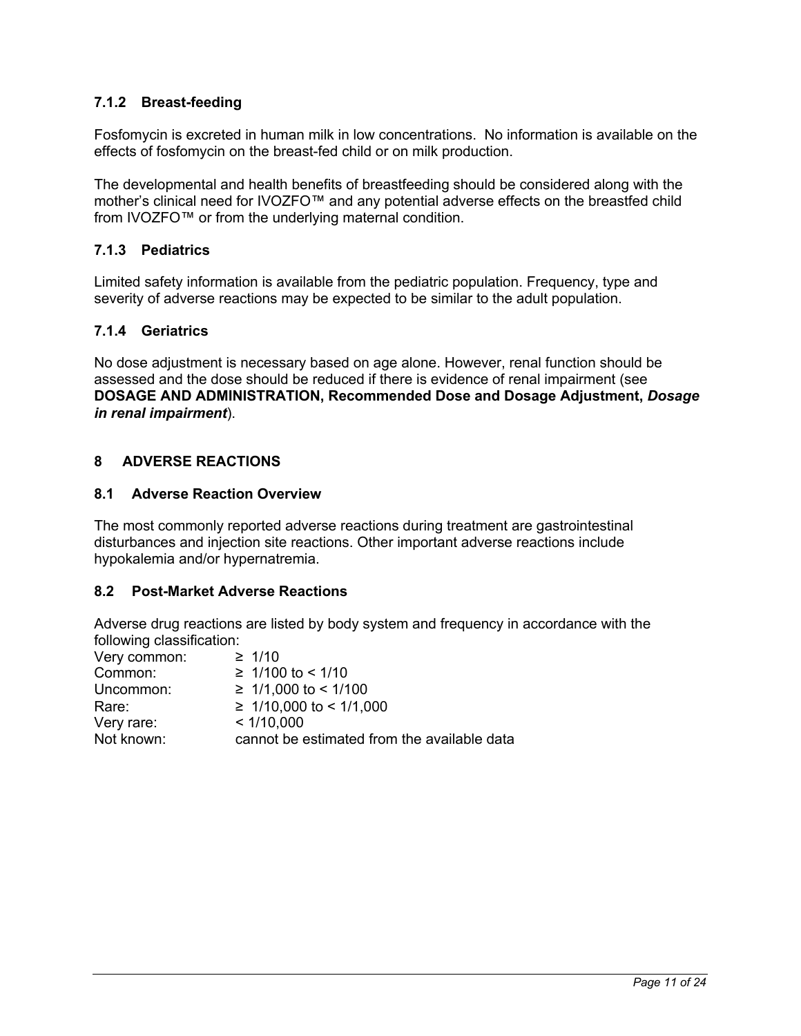### 7.1.2 Breast-feeding

Fosfomycin is excreted in human milk in low concentrations. No information is available on the effects of fosfomycin on the breast-fed child or on milk production.

The developmental and health benefits of breastfeeding should be considered along with the mother's clinical need for IVOZFO™ and any potential adverse effects on the breastfed child from IVOZFO™ or from the underlying maternal condition.

### 7.1.3 Pediatrics

Limited safety information is available from the pediatric population. Frequency, type and severity of adverse reactions may be expected to be similar to the adult population.

### 7.1.4 Geriatrics

No dose adjustment is necessary based on age alone. However, renal function should be assessed and the dose should be reduced if there is evidence of renal impairment (see **DOSAGE AND ADMINISTRATION, Recommended Dose and Dosage Adjustment, *Dosage in renal impairment***).

## 8 ADVERSE REACTIONS

### 8.1 Adverse Reaction Overview

The most commonly reported adverse reactions during treatment are gastrointestinal disturbances and injection site reactions. Other important adverse reactions include hypokalemia and/or hypernatremia.

### 8.2 Post-Market Adverse Reactions

Adverse drug reactions are listed by body system and frequency in accordance with the following classification:

| | |
|---|---|
| Very common: | ≥ 1/10 |
| Common: | ≥ 1/100 to < 1/10 |
| Uncommon: | ≥ 1/1,000 to < 1/100 |
| Rare: | ≥ 1/10,000 to < 1/1,000 |
| Very rare: | < 1/10,000 |
| Not known: | cannot be estimated from the available data |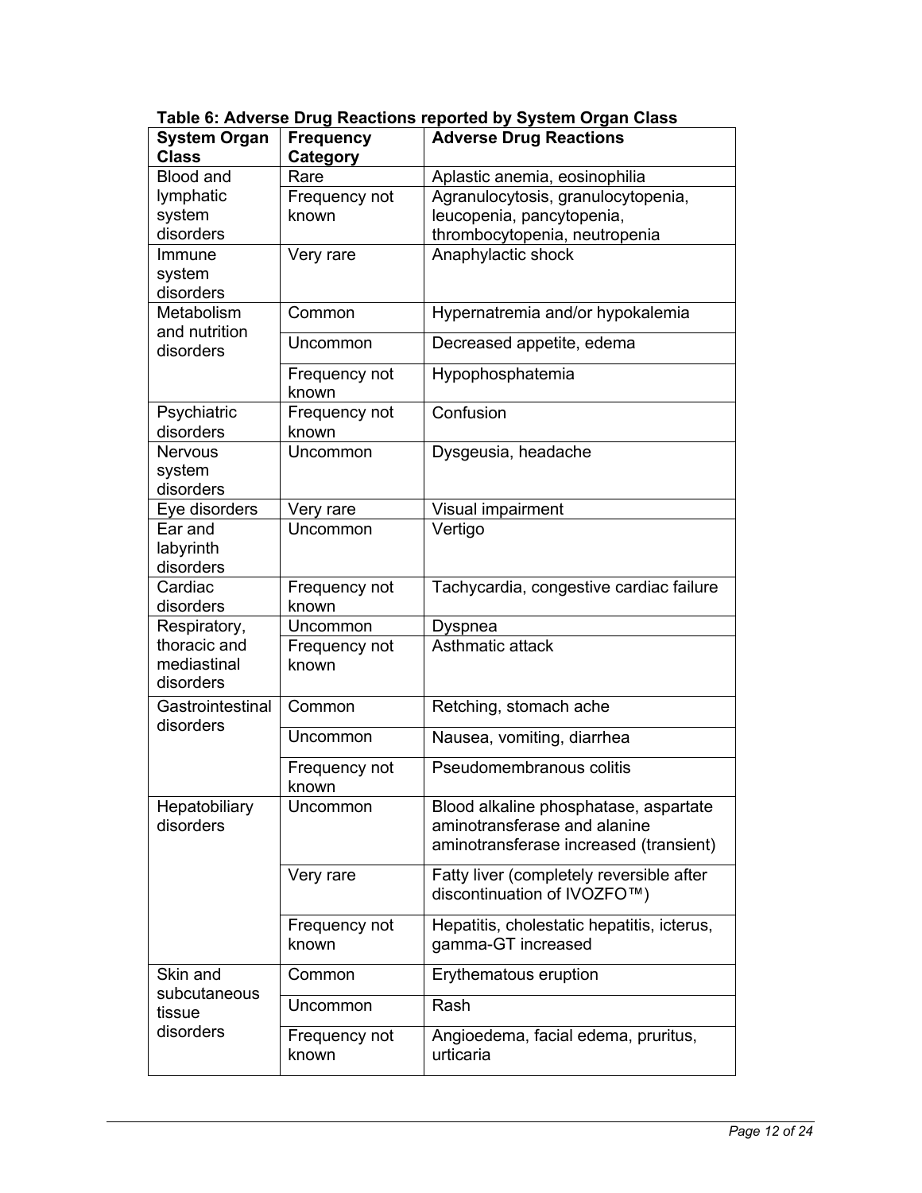**Table 6: Adverse Drug Reactions reported by System Organ Class**

| System Organ Class | Frequency Category | Adverse Drug Reactions |
|---|---|---|
| Blood and lymphatic system disorders | Rare | Aplastic anemia, eosinophilia |
| | Frequency not known | Agranulocytosis, granulocytopenia, leucopenia, pancytopenia, thrombocytopenia, neutropenia |
| Immune system disorders | Very rare | Anaphylactic shock |
| Metabolism and nutrition disorders | Common | Hypernatremia and/or hypokalemia |
| | Uncommon | Decreased appetite, edema |
| | Frequency not known | Hypophosphatemia |
| Psychiatric disorders | Frequency not known | Confusion |
| Nervous system disorders | Uncommon | Dysgeusia, headache |
| Eye disorders | Very rare | Visual impairment |
| Ear and labyrinth disorders | Uncommon | Vertigo |
| Cardiac disorders | Frequency not known | Tachycardia, congestive cardiac failure |
| Respiratory, thoracic and mediastinal disorders | Uncommon | Dyspnea |
| | Frequency not known | Asthmatic attack |
| Gastrointestinal disorders | Common | Retching, stomach ache |
| | Uncommon | Nausea, vomiting, diarrhea |
| | Frequency not known | Pseudomembranous colitis |
| Hepatobiliary disorders | Uncommon | Blood alkaline phosphatase, aspartate aminotransferase and alanine aminotransferase increased (transient) |
| | Very rare | Fatty liver (completely reversible after discontinuation of IVOZFO™) |
| | Frequency not known | Hepatitis, cholestatic hepatitis, icterus, gamma-GT increased |
| Skin and subcutaneous tissue disorders | Common | Erythematous eruption |
| | Uncommon | Rash |
| | Frequency not known | Angioedema, facial edema, pruritus, urticaria |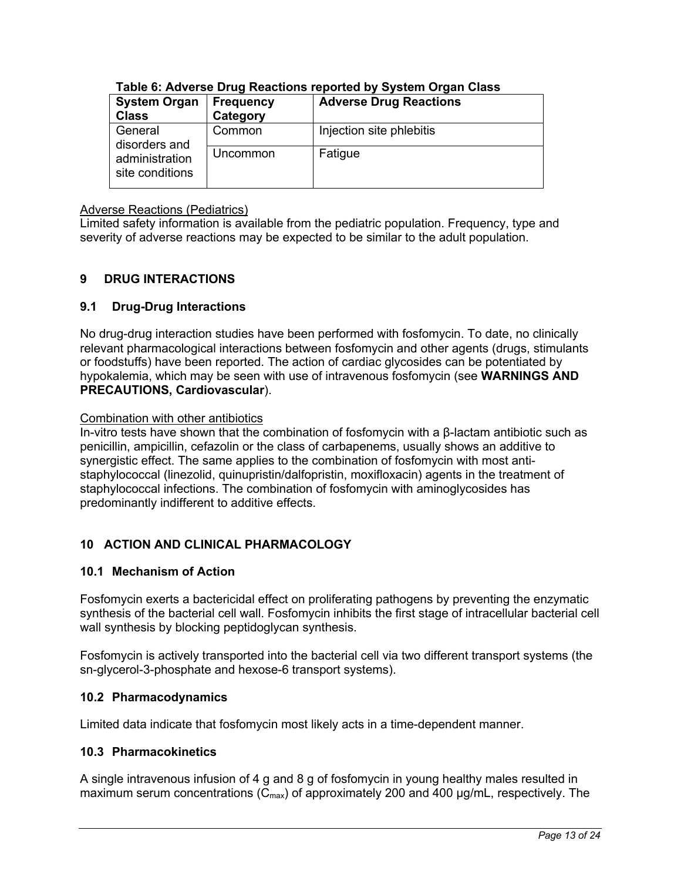**Table 6: Adverse Drug Reactions reported by System Organ Class**

| System Organ Class | Frequency Category | Adverse Drug Reactions |
|---|---|---|
| General disorders and administration site conditions | Common | Injection site phlebitis |
| | Uncommon | Fatigue |

<u>Adverse Reactions (Pediatrics)</u>
Limited safety information is available from the pediatric population. Frequency, type and severity of adverse reactions may be expected to be similar to the adult population.

## 9 DRUG INTERACTIONS

### 9.1 Drug-Drug Interactions

No drug-drug interaction studies have been performed with fosfomycin. To date, no clinically relevant pharmacological interactions between fosfomycin and other agents (drugs, stimulants or foodstuffs) have been reported. The action of cardiac glycosides can be potentiated by hypokalemia, which may be seen with use of intravenous fosfomycin (see **WARNINGS AND PRECAUTIONS, Cardiovascular**).

<u>Combination with other antibiotics</u>
In-vitro tests have shown that the combination of fosfomycin with a β-lactam antibiotic such as penicillin, ampicillin, cefazolin or the class of carbapenems, usually shows an additive to synergistic effect. The same applies to the combination of fosfomycin with most anti-staphylococcal (linezolid, quinupristin/dalfopristin, moxifloxacin) agents in the treatment of staphylococcal infections. The combination of fosfomycin with aminoglycosides has predominantly indifferent to additive effects.

## 10 ACTION AND CLINICAL PHARMACOLOGY

### 10.1 Mechanism of Action

Fosfomycin exerts a bactericidal effect on proliferating pathogens by preventing the enzymatic synthesis of the bacterial cell wall. Fosfomycin inhibits the first stage of intracellular bacterial cell wall synthesis by blocking peptidoglycan synthesis.

Fosfomycin is actively transported into the bacterial cell via two different transport systems (the sn-glycerol-3-phosphate and hexose-6 transport systems).

### 10.2 Pharmacodynamics

Limited data indicate that fosfomycin most likely acts in a time-dependent manner.

### 10.3 Pharmacokinetics

A single intravenous infusion of 4 g and 8 g of fosfomycin in young healthy males resulted in maximum serum concentrations ($C_{max}$) of approximately 200 and 400 µg/mL, respectively. The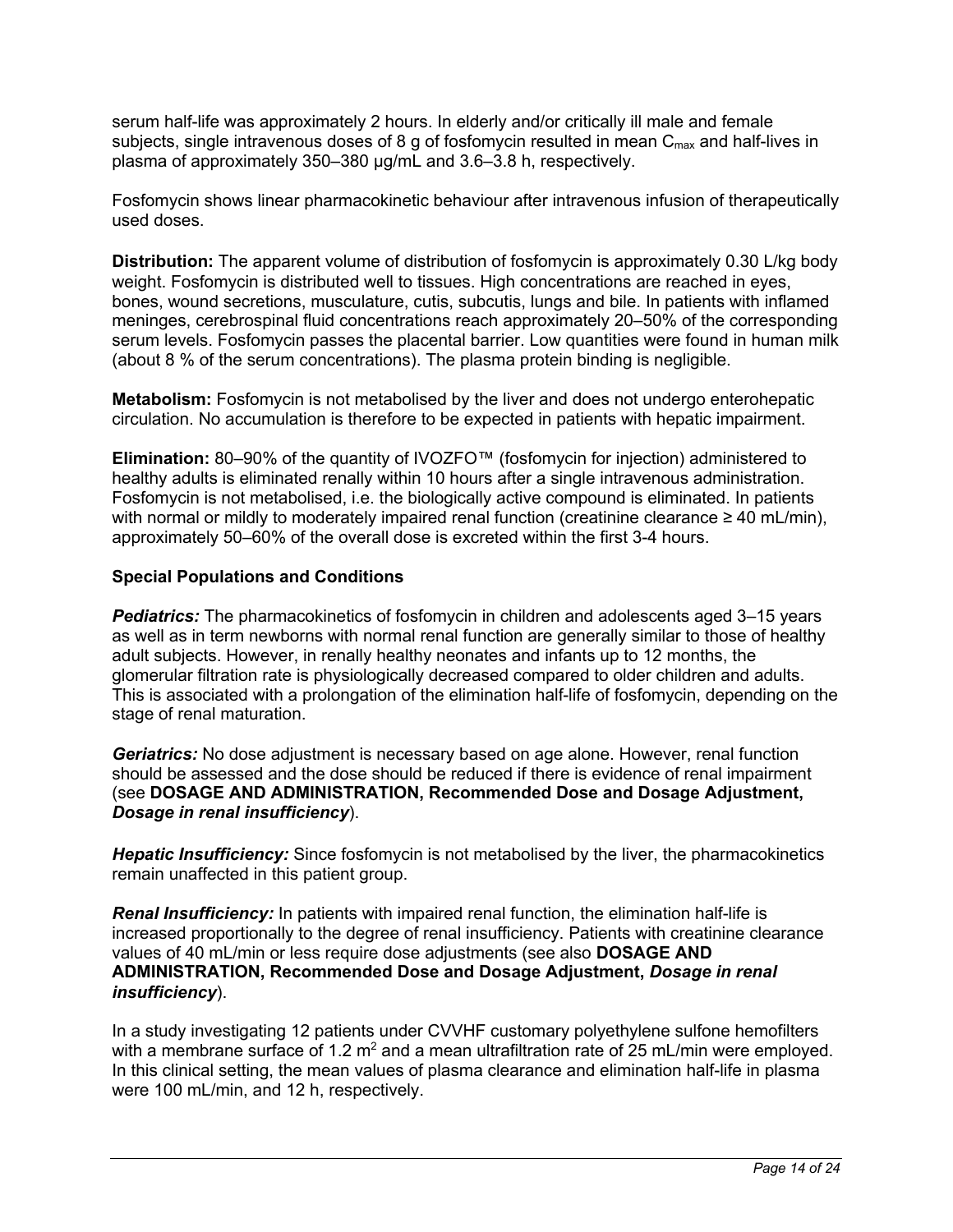serum half-life was approximately 2 hours. In elderly and/or critically ill male and female subjects, single intravenous doses of 8 g of fosfomycin resulted in mean $C_{max}$ and half-lives in plasma of approximately 350–380 µg/mL and 3.6–3.8 h, respectively.

Fosfomycin shows linear pharmacokinetic behaviour after intravenous infusion of therapeutically used doses.

**Distribution:** The apparent volume of distribution of fosfomycin is approximately 0.30 L/kg body weight. Fosfomycin is distributed well to tissues. High concentrations are reached in eyes, bones, wound secretions, musculature, cutis, subcutis, lungs and bile. In patients with inflamed meninges, cerebrospinal fluid concentrations reach approximately 20–50% of the corresponding serum levels. Fosfomycin passes the placental barrier. Low quantities were found in human milk (about 8 % of the serum concentrations). The plasma protein binding is negligible.

**Metabolism:** Fosfomycin is not metabolised by the liver and does not undergo enterohepatic circulation. No accumulation is therefore to be expected in patients with hepatic impairment.

**Elimination:** 80–90% of the quantity of IVOZFO™ (fosfomycin for injection) administered to healthy adults is eliminated renally within 10 hours after a single intravenous administration. Fosfomycin is not metabolised, i.e. the biologically active compound is eliminated. In patients with normal or mildly to moderately impaired renal function (creatinine clearance ≥ 40 mL/min), approximately 50–60% of the overall dose is excreted within the first 3-4 hours.

**Special Populations and Conditions**

***Pediatrics:*** The pharmacokinetics of fosfomycin in children and adolescents aged 3–15 years as well as in term newborns with normal renal function are generally similar to those of healthy adult subjects. However, in renally healthy neonates and infants up to 12 months, the glomerular filtration rate is physiologically decreased compared to older children and adults. This is associated with a prolongation of the elimination half-life of fosfomycin, depending on the stage of renal maturation.

***Geriatrics:*** No dose adjustment is necessary based on age alone. However, renal function should be assessed and the dose should be reduced if there is evidence of renal impairment (see **DOSAGE AND ADMINISTRATION, Recommended Dose and Dosage Adjustment, *Dosage in renal insufficiency***).

***Hepatic Insufficiency:*** Since fosfomycin is not metabolised by the liver, the pharmacokinetics remain unaffected in this patient group.

***Renal Insufficiency:*** In patients with impaired renal function, the elimination half-life is increased proportionally to the degree of renal insufficiency. Patients with creatinine clearance values of 40 mL/min or less require dose adjustments (see also **DOSAGE AND ADMINISTRATION, Recommended Dose and Dosage Adjustment, *Dosage in renal insufficiency***).

In a study investigating 12 patients under CVVHF customary polyethylene sulfone hemofilters with a membrane surface of 1.2 $m^2$ and a mean ultrafiltration rate of 25 mL/min were employed. In this clinical setting, the mean values of plasma clearance and elimination half-life in plasma were 100 mL/min, and 12 h, respectively.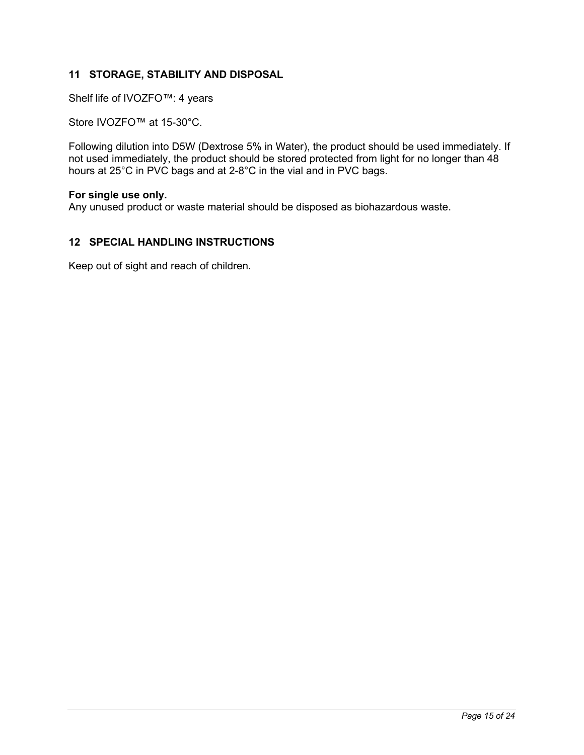## 11 STORAGE, STABILITY AND DISPOSAL

Shelf life of IVOZFO™: 4 years

Store IVOZFO™ at 15-30°C.

Following dilution into D5W (Dextrose 5% in Water), the product should be used immediately. If not used immediately, the product should be stored protected from light for no longer than 48 hours at 25°C in PVC bags and at 2-8°C in the vial and in PVC bags.

**For single use only.**
Any unused product or waste material should be disposed as biohazardous waste.

## 12 SPECIAL HANDLING INSTRUCTIONS

Keep out of sight and reach of children.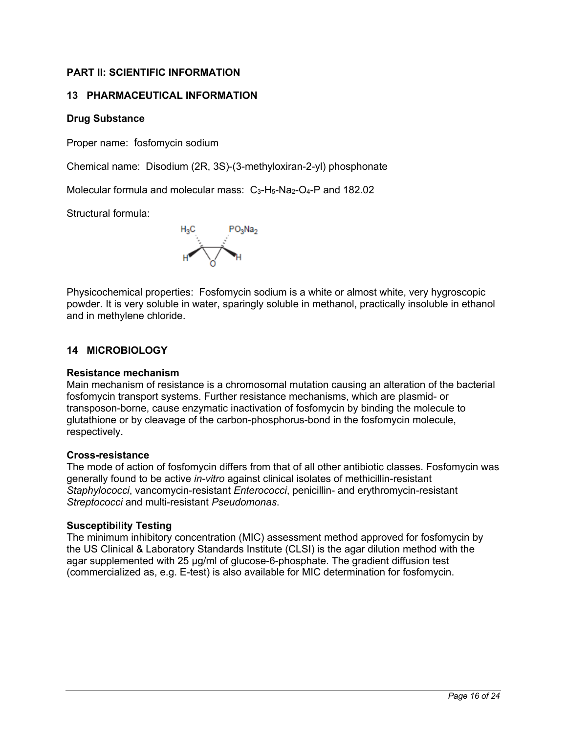## PART II: SCIENTIFIC INFORMATION

### 13 PHARMACEUTICAL INFORMATION

**Drug Substance**

Proper name: fosfomycin sodium

Chemical name: Disodium (2R, 3S)-(3-methyloxiran-2-yl) phosphonate

Molecular formula and molecular mass: $C_3$-$H_5$-$Na_2$-$O_4$-P and 182.02

Structural formula:

Physicochemical properties: Fosfomycin sodium is a white or almost white, very hygroscopic powder. It is very soluble in water, sparingly soluble in methanol, practically insoluble in ethanol and in methylene chloride.

### 14 MICROBIOLOGY

**Resistance mechanism**

Main mechanism of resistance is a chromosomal mutation causing an alteration of the bacterial fosfomycin transport systems. Further resistance mechanisms, which are plasmid- or transposon-borne, cause enzymatic inactivation of fosfomycin by binding the molecule to glutathione or by cleavage of the carbon-phosphorus-bond in the fosfomycin molecule, respectively.

**Cross-resistance**

The mode of action of fosfomycin differs from that of all other antibiotic classes. Fosfomycin was generally found to be active *in-vitro* against clinical isolates of methicillin-resistant *Staphylococci*, vancomycin-resistant *Enterococci*, penicillin- and erythromycin-resistant *Streptococci* and multi-resistant *Pseudomonas*.

**Susceptibility Testing**

The minimum inhibitory concentration (MIC) assessment method approved for fosfomycin by the US Clinical & Laboratory Standards Institute (CLSI) is the agar dilution method with the agar supplemented with 25 µg/ml of glucose-6-phosphate. The gradient diffusion test (commercialized as, e.g. E-test) is also available for MIC determination for fosfomycin.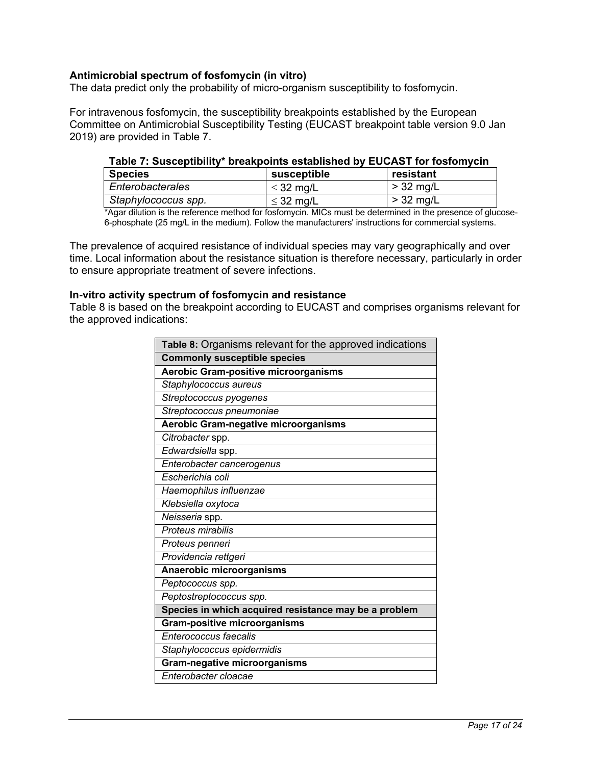**Antimicrobial spectrum of fosfomycin (in vitro)**

The data predict only the probability of micro-organism susceptibility to fosfomycin.

For intravenous fosfomycin, the susceptibility breakpoints established by the European Committee on Antimicrobial Susceptibility Testing (EUCAST breakpoint table version 9.0 Jan 2019) are provided in Table 7.

**Table 7: Susceptibility* breakpoints established by EUCAST for fosfomycin**

| Species | susceptible | resistant |
|---|---|---|
| *Enterobacterales* | $\leq$ 32 mg/L | > 32 mg/L |
| *Staphylococcus spp.* | $\leq$ 32 mg/L | > 32 mg/L |

*Agar dilution is the reference method for fosfomycin. MICs must be determined in the presence of glucose-6-phosphate (25 mg/L in the medium). Follow the manufacturers' instructions for commercial systems.

The prevalence of acquired resistance of individual species may vary geographically and over time. Local information about the resistance situation is therefore necessary, particularly in order to ensure appropriate treatment of severe infections.

**In-vitro activity spectrum of fosfomycin and resistance**

Table 8 is based on the breakpoint according to EUCAST and comprises organisms relevant for the approved indications:

| **Table 8:** Organisms relevant for the approved indications |
|---|
| **Commonly susceptible species** |
| **Aerobic Gram-positive microorganisms** |
| *Staphylococcus aureus* |
| *Streptococcus pyogenes* |
| *Streptococcus pneumoniae* |
| **Aerobic Gram-negative microorganisms** |
| *Citrobacter* spp. |
| *Edwardsiella* spp. |
| *Enterobacter cancerogenus* |
| *Escherichia coli* |
| *Haemophilus influenzae* |
| *Klebsiella oxytoca* |
| *Neisseria* spp. |
| *Proteus mirabilis* |
| *Proteus penneri* |
| *Providencia rettgeri* |
| **Anaerobic microorganisms** |
| *Peptococcus spp.* |
| *Peptostreptococcus spp.* |
| **Species in which acquired resistance may be a problem** |
| **Gram-positive microorganisms** |
| *Enterococcus faecalis* |
| *Staphylococcus epidermidis* |
| **Gram-negative microorganisms** |
| *Enterobacter cloacae* |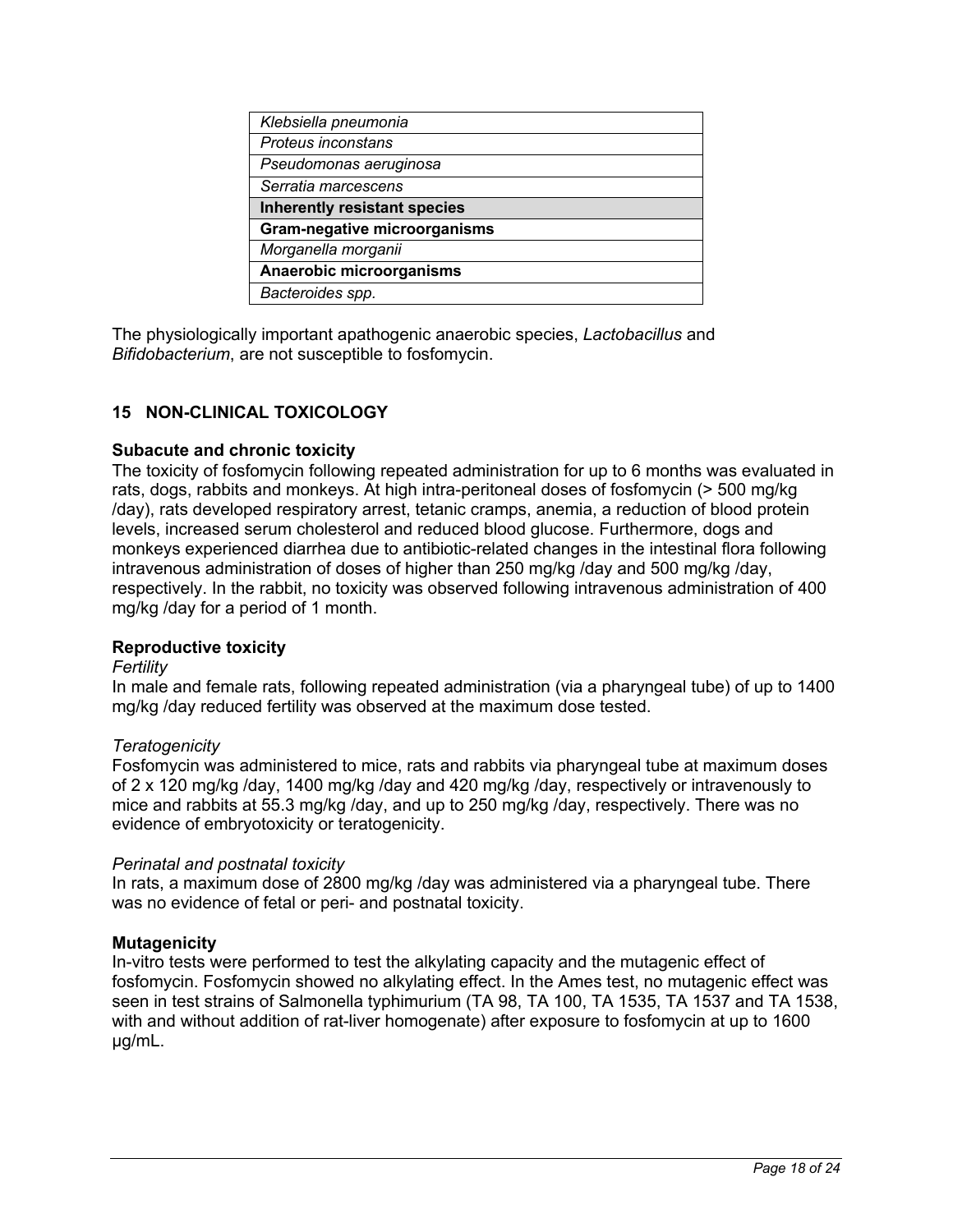| *Klebsiella pneumonia* |
|---|
| *Proteus inconstans* |
| *Pseudomonas aeruginosa* |
| *Serratia marcescens* |
| **Inherently resistant species** |
| **Gram-negative microorganisms** |
| *Morganella morganii* |
| **Anaerobic microorganisms** |
| *Bacteroides spp.* |

The physiologically important apathogenic anaerobic species, *Lactobacillus* and *Bifidobacterium*, are not susceptible to fosfomycin.

## 15 NON-CLINICAL TOXICOLOGY

**Subacute and chronic toxicity**

The toxicity of fosfomycin following repeated administration for up to 6 months was evaluated in rats, dogs, rabbits and monkeys. At high intra-peritoneal doses of fosfomycin (> 500 mg/kg /day), rats developed respiratory arrest, tetanic cramps, anemia, a reduction of blood protein levels, increased serum cholesterol and reduced blood glucose. Furthermore, dogs and monkeys experienced diarrhea due to antibiotic-related changes in the intestinal flora following intravenous administration of doses of higher than 250 mg/kg /day and 500 mg/kg /day, respectively. In the rabbit, no toxicity was observed following intravenous administration of 400 mg/kg /day for a period of 1 month.

**Reproductive toxicity**

*Fertility*

In male and female rats, following repeated administration (via a pharyngeal tube) of up to 1400 mg/kg /day reduced fertility was observed at the maximum dose tested.

*Teratogenicity*

Fosfomycin was administered to mice, rats and rabbits via pharyngeal tube at maximum doses of 2 x 120 mg/kg /day, 1400 mg/kg /day and 420 mg/kg /day, respectively or intravenously to mice and rabbits at 55.3 mg/kg /day, and up to 250 mg/kg /day, respectively. There was no evidence of embryotoxicity or teratogenicity.

*Perinatal and postnatal toxicity*

In rats, a maximum dose of 2800 mg/kg /day was administered via a pharyngeal tube. There was no evidence of fetal or peri- and postnatal toxicity.

**Mutagenicity**

In-vitro tests were performed to test the alkylating capacity and the mutagenic effect of fosfomycin. Fosfomycin showed no alkylating effect. In the Ames test, no mutagenic effect was seen in test strains of Salmonella typhimurium (TA 98, TA 100, TA 1535, TA 1537 and TA 1538, with and without addition of rat-liver homogenate) after exposure to fosfomycin at up to 1600 µg/mL.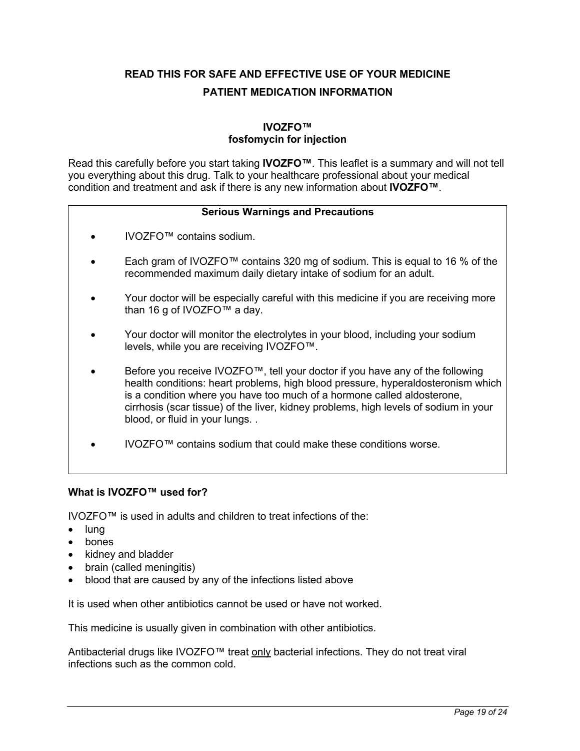## READ THIS FOR SAFE AND EFFECTIVE USE OF YOUR MEDICINE

## PATIENT MEDICATION INFORMATION

### IVOZFO™
### fosfomycin for injection

Read this carefully before you start taking **IVOZFO™**. This leaflet is a summary and will not tell you everything about this drug. Talk to your healthcare professional about your medical condition and treatment and ask if there is any new information about **IVOZFO™**.

| Serious Warnings and Precautions |
| --- |
| • IVOZFO™ contains sodium.<br>• Each gram of IVOZFO™ contains 320 mg of sodium. This is equal to 16 % of the recommended maximum daily dietary intake of sodium for an adult.<br>• Your doctor will be especially careful with this medicine if you are receiving more than 16 g of IVOZFO™ a day.<br>• Your doctor will monitor the electrolytes in your blood, including your sodium levels, while you are receiving IVOZFO™.<br>• Before you receive IVOZFO™, tell your doctor if you have any of the following health conditions: heart problems, high blood pressure, hyperaldosteronism which is a condition where you have too much of a hormone called aldosterone, cirrhosis (scar tissue) of the liver, kidney problems, high levels of sodium in your blood, or fluid in your lungs. .<br>• IVOZFO™ contains sodium that could make these conditions worse. |

**What is IVOZFO™ used for?**

IVOZFO™ is used in adults and children to treat infections of the:

- lung
- bones
- kidney and bladder
- brain (called meningitis)
- blood that are caused by any of the infections listed above

It is used when other antibiotics cannot be used or have not worked.

This medicine is usually given in combination with other antibiotics.

Antibacterial drugs like IVOZFO™ treat only bacterial infections. They do not treat viral infections such as the common cold.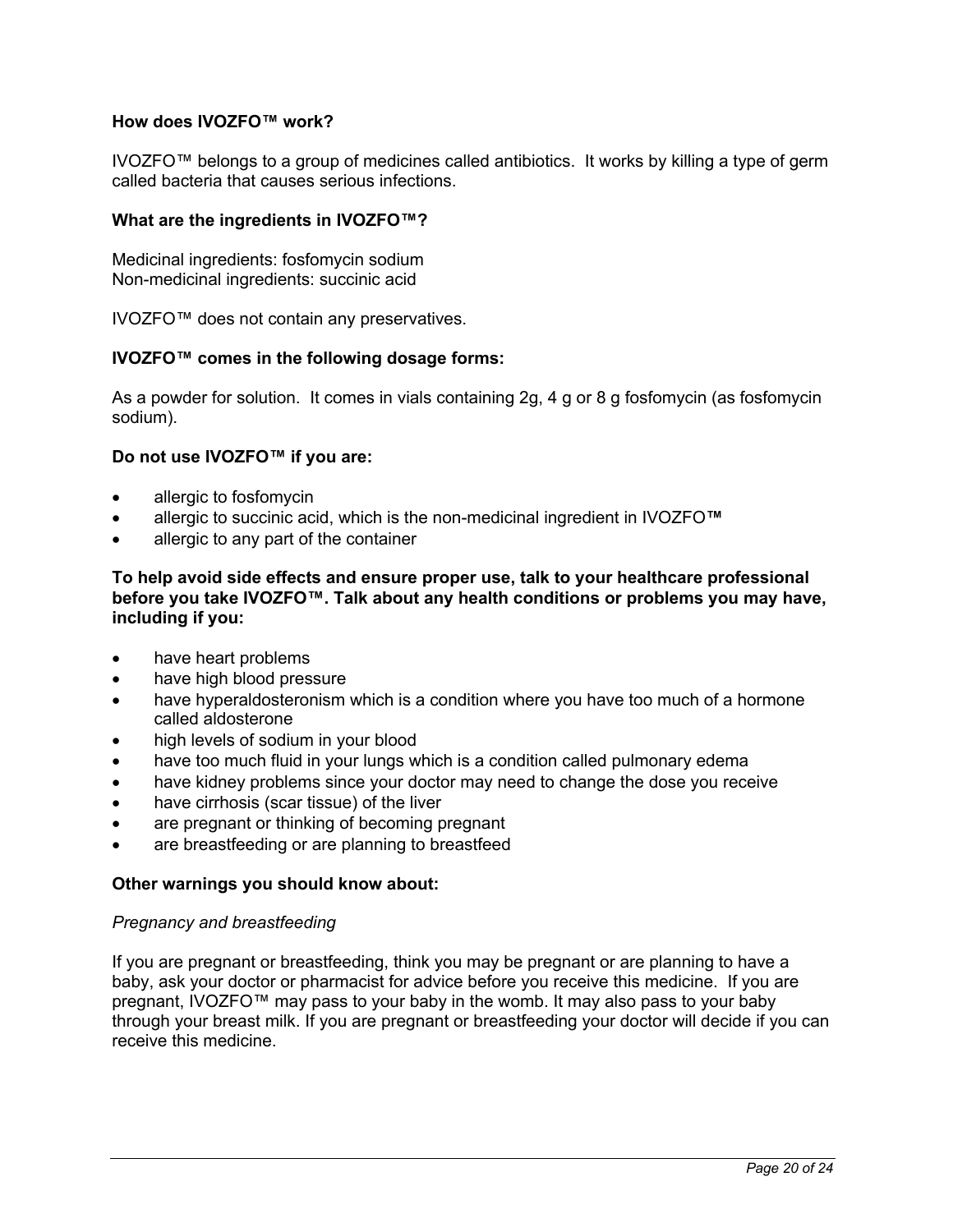**How does IVOZFO™ work?**

IVOZFO™ belongs to a group of medicines called antibiotics. It works by killing a type of germ called bacteria that causes serious infections.

**What are the ingredients in IVOZFO™?**

Medicinal ingredients: fosfomycin sodium
Non-medicinal ingredients: succinic acid

IVOZFO™ does not contain any preservatives.

**IVOZFO™ comes in the following dosage forms:**

As a powder for solution. It comes in vials containing 2g, 4 g or 8 g fosfomycin (as fosfomycin sodium).

**Do not use IVOZFO™ if you are:**

- allergic to fosfomycin
- allergic to succinic acid, which is the non-medicinal ingredient in IVOZFO**™**
- allergic to any part of the container

**To help avoid side effects and ensure proper use, talk to your healthcare professional before you take IVOZFO™. Talk about any health conditions or problems you may have, including if you:**

- have heart problems
- have high blood pressure
- have hyperaldosteronism which is a condition where you have too much of a hormone called aldosterone
- high levels of sodium in your blood
- have too much fluid in your lungs which is a condition called pulmonary edema
- have kidney problems since your doctor may need to change the dose you receive
- have cirrhosis (scar tissue) of the liver
- are pregnant or thinking of becoming pregnant
- are breastfeeding or are planning to breastfeed

**Other warnings you should know about:**

*Pregnancy and breastfeeding*

If you are pregnant or breastfeeding, think you may be pregnant or are planning to have a baby, ask your doctor or pharmacist for advice before you receive this medicine. If you are pregnant, IVOZFO™ may pass to your baby in the womb. It may also pass to your baby through your breast milk. If you are pregnant or breastfeeding your doctor will decide if you can receive this medicine.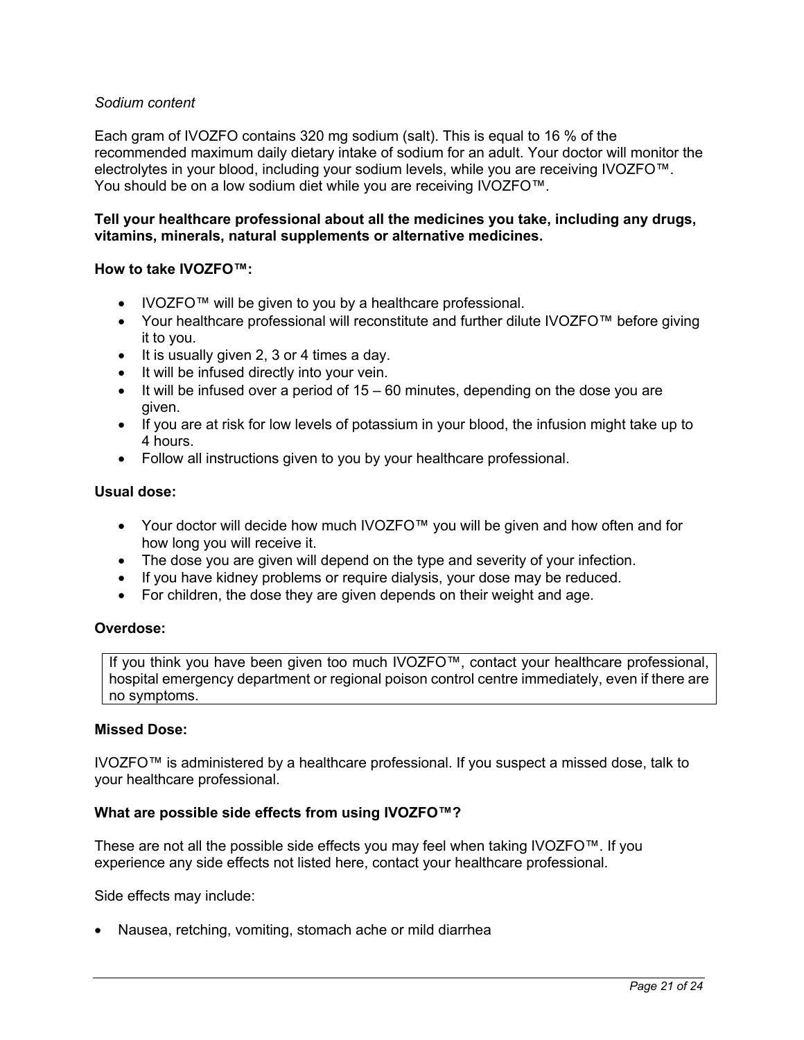*Sodium content*

Each gram of IVOZFO contains 320 mg sodium (salt). This is equal to 16 % of the recommended maximum daily dietary intake of sodium for an adult. Your doctor will monitor the electrolytes in your blood, including your sodium levels, while you are receiving IVOZFO™. You should be on a low sodium diet while you are receiving IVOZFO™.

**Tell your healthcare professional about all the medicines you take, including any drugs, vitamins, minerals, natural supplements or alternative medicines.**

**How to take IVOZFO™:**

- IVOZFO™ will be given to you by a healthcare professional.
- Your healthcare professional will reconstitute and further dilute IVOZFO™ before giving it to you.
- It is usually given 2, 3 or 4 times a day.
- It will be infused directly into your vein.
- It will be infused over a period of 15 – 60 minutes, depending on the dose you are given.
- If you are at risk for low levels of potassium in your blood, the infusion might take up to 4 hours.
- Follow all instructions given to you by your healthcare professional.

**Usual dose:**

- Your doctor will decide how much IVOZFO™ you will be given and how often and for how long you will receive it.
- The dose you are given will depend on the type and severity of your infection.
- If you have kidney problems or require dialysis, your dose may be reduced.
- For children, the dose they are given depends on their weight and age.

**Overdose:**

| If you think you have been given too much IVOZFO™, contact your healthcare professional, hospital emergency department or regional poison control centre immediately, even if there are no symptoms. |
|---|

**Missed Dose:**

IVOZFO™ is administered by a healthcare professional. If you suspect a missed dose, talk to your healthcare professional.

**What are possible side effects from using IVOZFO™?**

These are not all the possible side effects you may feel when taking IVOZFO™. If you experience any side effects not listed here, contact your healthcare professional.

Side effects may include:

- Nausea, retching, vomiting, stomach ache or mild diarrhea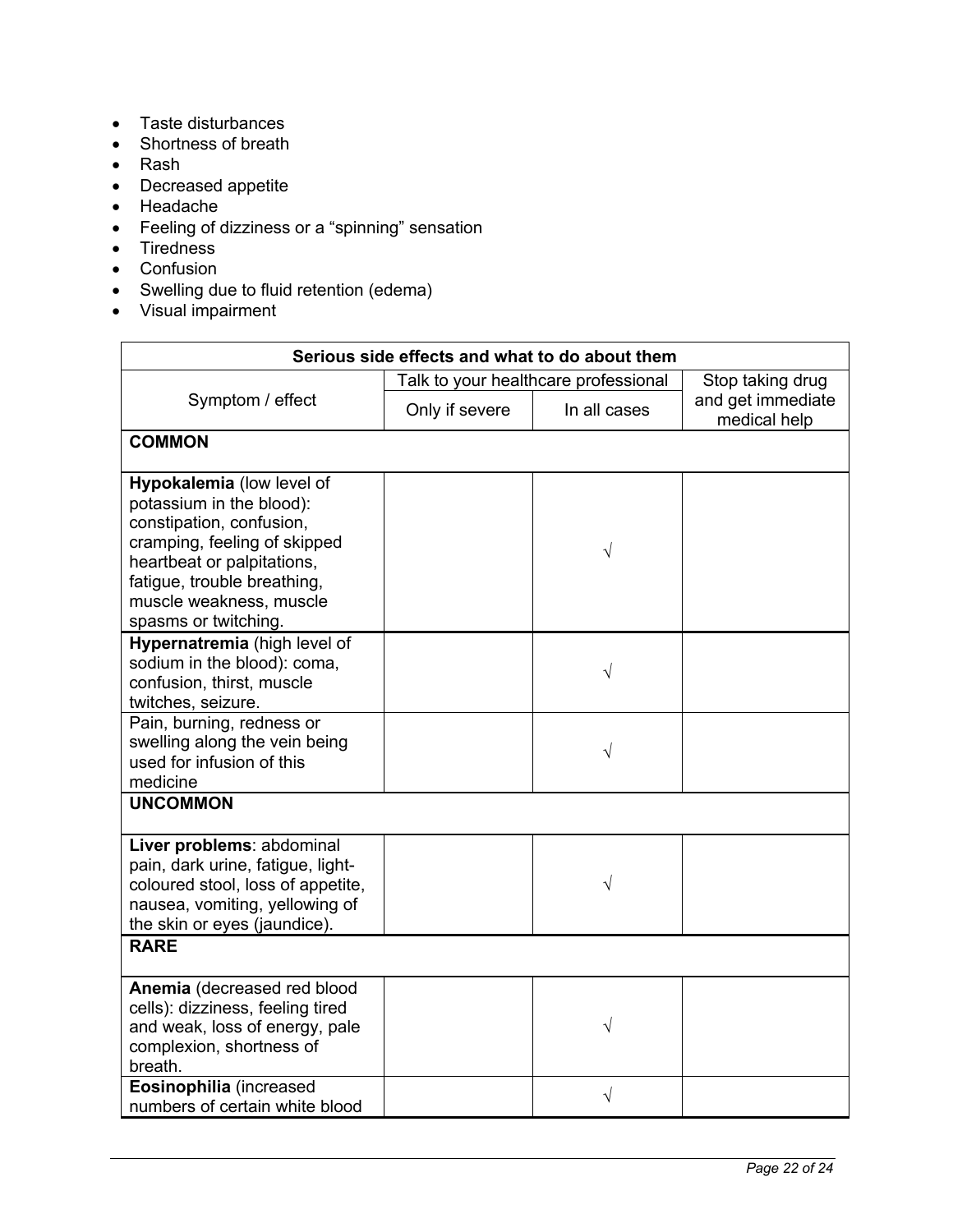- Taste disturbances
- Shortness of breath
- Rash
- Decreased appetite
- Headache
- Feeling of dizziness or a "spinning" sensation
- Tiredness
- Confusion
- Swelling due to fluid retention (edema)
- Visual impairment

| Serious side effects and what to do about them | | | |
|---|---|---|---|
| Symptom / effect | Talk to your healthcare professional | | Stop taking drug and get immediate medical help |
| | Only if severe | In all cases | |
| **COMMON** | | | |
| **Hypokalemia** (low level of potassium in the blood): constipation, confusion, cramping, feeling of skipped heartbeat or palpitations, fatigue, trouble breathing, muscle weakness, muscle spasms or twitching. | | √ | |
| **Hypernatremia** (high level of sodium in the blood): coma, confusion, thirst, muscle twitches, seizure. | | √ | |
| Pain, burning, redness or swelling along the vein being used for infusion of this medicine | | √ | |
| **UNCOMMON** | | | |
| **Liver problems**: abdominal pain, dark urine, fatigue, light-coloured stool, loss of appetite, nausea, vomiting, yellowing of the skin or eyes (jaundice). | | √ | |
| **RARE** | | | |
| **Anemia** (decreased red blood cells): dizziness, feeling tired and weak, loss of energy, pale complexion, shortness of breath. | | √ | |
| **Eosinophilia** (increased numbers of certain white blood | | √ | |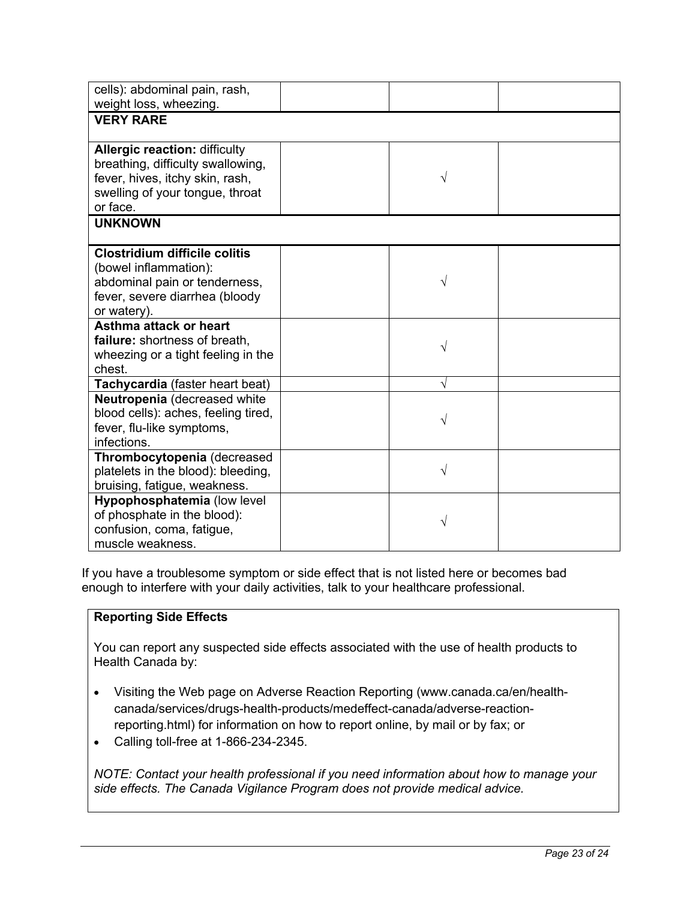| | | | |
|---|---|---|---|
| cells): abdominal pain, rash, weight loss, wheezing. | | | |
| **VERY RARE** | | | |
| **Allergic reaction:** difficulty breathing, difficulty swallowing, fever, hives, itchy skin, rash, swelling of your tongue, throat or face. | | √ | |
| **UNKNOWN** | | | |
| **Clostridium difficile colitis** (bowel inflammation): abdominal pain or tenderness, fever, severe diarrhea (bloody or watery). | | √ | |
| **Asthma attack or heart failure:** shortness of breath, wheezing or a tight feeling in the chest. | | √ | |
| **Tachycardia** (faster heart beat) | | √ | |
| **Neutropenia** (decreased white blood cells): aches, feeling tired, fever, flu-like symptoms, infections. | | √ | |
| **Thrombocytopenia** (decreased platelets in the blood): bleeding, bruising, fatigue, weakness. | | √ | |
| **Hypophosphatemia** (low level of phosphate in the blood): confusion, coma, fatigue, muscle weakness. | | √ | |

If you have a troublesome symptom or side effect that is not listed here or becomes bad enough to interfere with your daily activities, talk to your healthcare professional.

**Reporting Side Effects**

You can report any suspected side effects associated with the use of health products to Health Canada by:

- Visiting the Web page on Adverse Reaction Reporting (www.canada.ca/en/health-canada/services/drugs-health-products/medeffect-canada/adverse-reaction-reporting.html) for information on how to report online, by mail or by fax; or
- Calling toll-free at 1-866-234-2345.

*NOTE: Contact your health professional if you need information about how to manage your side effects. The Canada Vigilance Program does not provide medical advice.*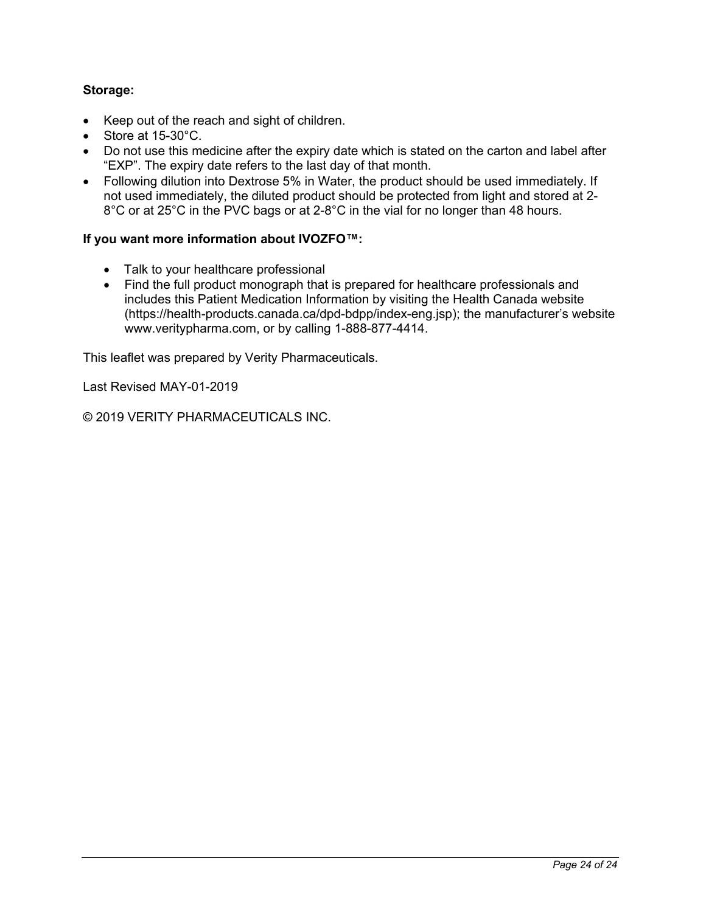**Storage:**

- Keep out of the reach and sight of children.
- Store at 15-30°C.
- Do not use this medicine after the expiry date which is stated on the carton and label after "EXP". The expiry date refers to the last day of that month.
- Following dilution into Dextrose 5% in Water, the product should be used immediately. If not used immediately, the diluted product should be protected from light and stored at 2-8°C or at 25°C in the PVC bags or at 2-8°C in the vial for no longer than 48 hours.

**If you want more information about IVOZFO™:**

- Talk to your healthcare professional
- Find the full product monograph that is prepared for healthcare professionals and includes this Patient Medication Information by visiting the Health Canada website (https://health-products.canada.ca/dpd-bdpp/index-eng.jsp); the manufacturer's website www.veritypharma.com, or by calling 1-888-877-4414.

This leaflet was prepared by Verity Pharmaceuticals.

Last Revised MAY-01-2019

© 2019 VERITY PHARMACEUTICALS INC.